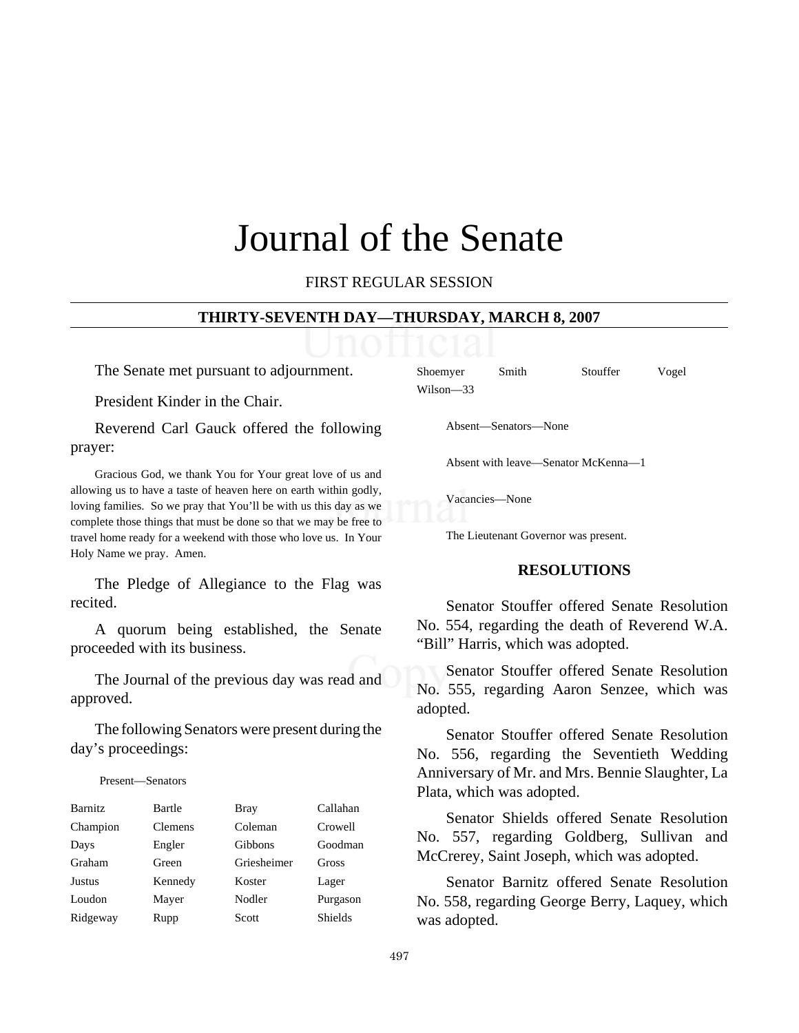# Journal of the Senate

FIRST REGULAR SESSION

**THIRTY-SEVENTH DAY—THURSDAY, MARCH 8, 2007**

The Senate met pursuant to adjournment.

President Kinder in the Chair.

Reverend Carl Gauck offered the following prayer:

Gracious God, we thank You for Your great love of us and allowing us to have a taste of heaven here on earth within godly, loving families. So we pray that You'll be with us this day as we complete those things that must be done so that we may be free to travel home ready for a weekend with those who love us. In Your Holy Name we pray. Amen.

The Pledge of Allegiance to the Flag was recited.

A quorum being established, the Senate proceeded with its business.

The Journal of the previous day was read and approved.

The following Senators were present during the day's proceedings:

Present—Senators

| | | | |
|---|---|---|---|
| Barnitz | Bartle | Bray | Callahan |
| Champion | Clemens | Coleman | Crowell |
| Days | Engler | Gibbons | Goodman |
| Graham | Green | Griesheimer | Gross |
| Justus | Kennedy | Koster | Lager |
| Loudon | Mayer | Nodler | Purgason |
| Ridgeway | Rupp | Scott | Shields |
| Shoemyer | Smith | Stouffer | Vogel |
| Wilson—33 | | | |

Absent—Senators—None

Absent with leave—Senator McKenna—1

Vacancies—None

The Lieutenant Governor was present.

## RESOLUTIONS

Senator Stouffer offered Senate Resolution No. 554, regarding the death of Reverend W.A. "Bill" Harris, which was adopted.

Senator Stouffer offered Senate Resolution No. 555, regarding Aaron Senzee, which was adopted.

Senator Stouffer offered Senate Resolution No. 556, regarding the Seventieth Wedding Anniversary of Mr. and Mrs. Bennie Slaughter, La Plata, which was adopted.

Senator Shields offered Senate Resolution No. 557, regarding Goldberg, Sullivan and McCrerey, Saint Joseph, which was adopted.

Senator Barnitz offered Senate Resolution No. 558, regarding George Berry, Laquey, which was adopted.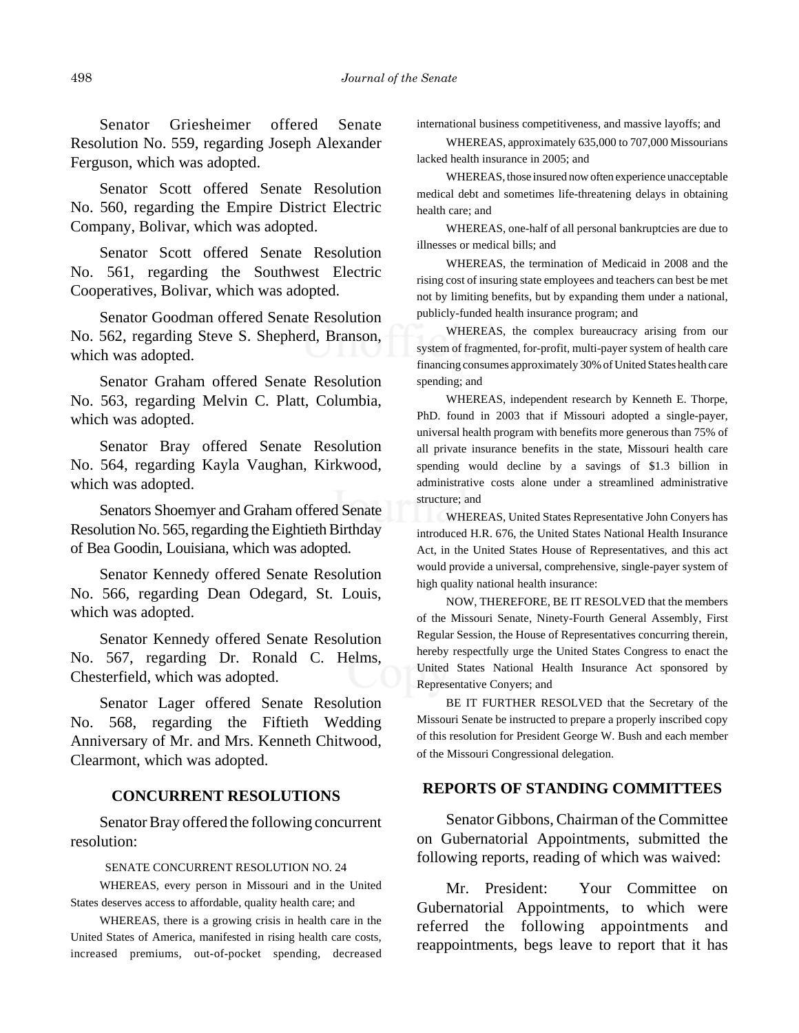Senator Griesheimer offered Senate Resolution No. 559, regarding Joseph Alexander Ferguson, which was adopted.

Senator Scott offered Senate Resolution No. 560, regarding the Empire District Electric Company, Bolivar, which was adopted.

Senator Scott offered Senate Resolution No. 561, regarding the Southwest Electric Cooperatives, Bolivar, which was adopted.

Senator Goodman offered Senate Resolution No. 562, regarding Steve S. Shepherd, Branson, which was adopted.

Senator Graham offered Senate Resolution No. 563, regarding Melvin C. Platt, Columbia, which was adopted.

Senator Bray offered Senate Resolution No. 564, regarding Kayla Vaughan, Kirkwood, which was adopted.

Senators Shoemyer and Graham offered Senate Resolution No. 565, regarding the Eightieth Birthday of Bea Goodin, Louisiana, which was adopted.

Senator Kennedy offered Senate Resolution No. 566, regarding Dean Odegard, St. Louis, which was adopted.

Senator Kennedy offered Senate Resolution No. 567, regarding Dr. Ronald C. Helms, Chesterfield, which was adopted.

Senator Lager offered Senate Resolution No. 568, regarding the Fiftieth Wedding Anniversary of Mr. and Mrs. Kenneth Chitwood, Clearmont, which was adopted.

## CONCURRENT RESOLUTIONS

Senator Bray offered the following concurrent resolution:

SENATE CONCURRENT RESOLUTION NO. 24

WHEREAS, every person in Missouri and in the United States deserves access to affordable, quality health care; and

WHEREAS, there is a growing crisis in health care in the United States of America, manifested in rising health care costs, increased premiums, out-of-pocket spending, decreased international business competitiveness, and massive layoffs; and

WHEREAS, approximately 635,000 to 707,000 Missourians lacked health insurance in 2005; and

WHEREAS, those insured now often experience unacceptable medical debt and sometimes life-threatening delays in obtaining health care; and

WHEREAS, one-half of all personal bankruptcies are due to illnesses or medical bills; and

WHEREAS, the termination of Medicaid in 2008 and the rising cost of insuring state employees and teachers can best be met not by limiting benefits, but by expanding them under a national, publicly-funded health insurance program; and

WHEREAS, the complex bureaucracy arising from our system of fragmented, for-profit, multi-payer system of health care financing consumes approximately 30% of United States health care spending; and

WHEREAS, independent research by Kenneth E. Thorpe, PhD. found in 2003 that if Missouri adopted a single-payer, universal health program with benefits more generous than 75% of all private insurance benefits in the state, Missouri health care spending would decline by a savings of $1.3 billion in administrative costs alone under a streamlined administrative structure; and

WHEREAS, United States Representative John Conyers has introduced H.R. 676, the United States National Health Insurance Act, in the United States House of Representatives, and this act would provide a universal, comprehensive, single-payer system of high quality national health insurance:

NOW, THEREFORE, BE IT RESOLVED that the members of the Missouri Senate, Ninety-Fourth General Assembly, First Regular Session, the House of Representatives concurring therein, hereby respectfully urge the United States Congress to enact the United States National Health Insurance Act sponsored by Representative Conyers; and

BE IT FURTHER RESOLVED that the Secretary of the Missouri Senate be instructed to prepare a properly inscribed copy of this resolution for President George W. Bush and each member of the Missouri Congressional delegation.

## REPORTS OF STANDING COMMITTEES

Senator Gibbons, Chairman of the Committee on Gubernatorial Appointments, submitted the following reports, reading of which was waived:

Mr. President: Your Committee on Gubernatorial Appointments, to which were referred the following appointments and reappointments, begs leave to report that it has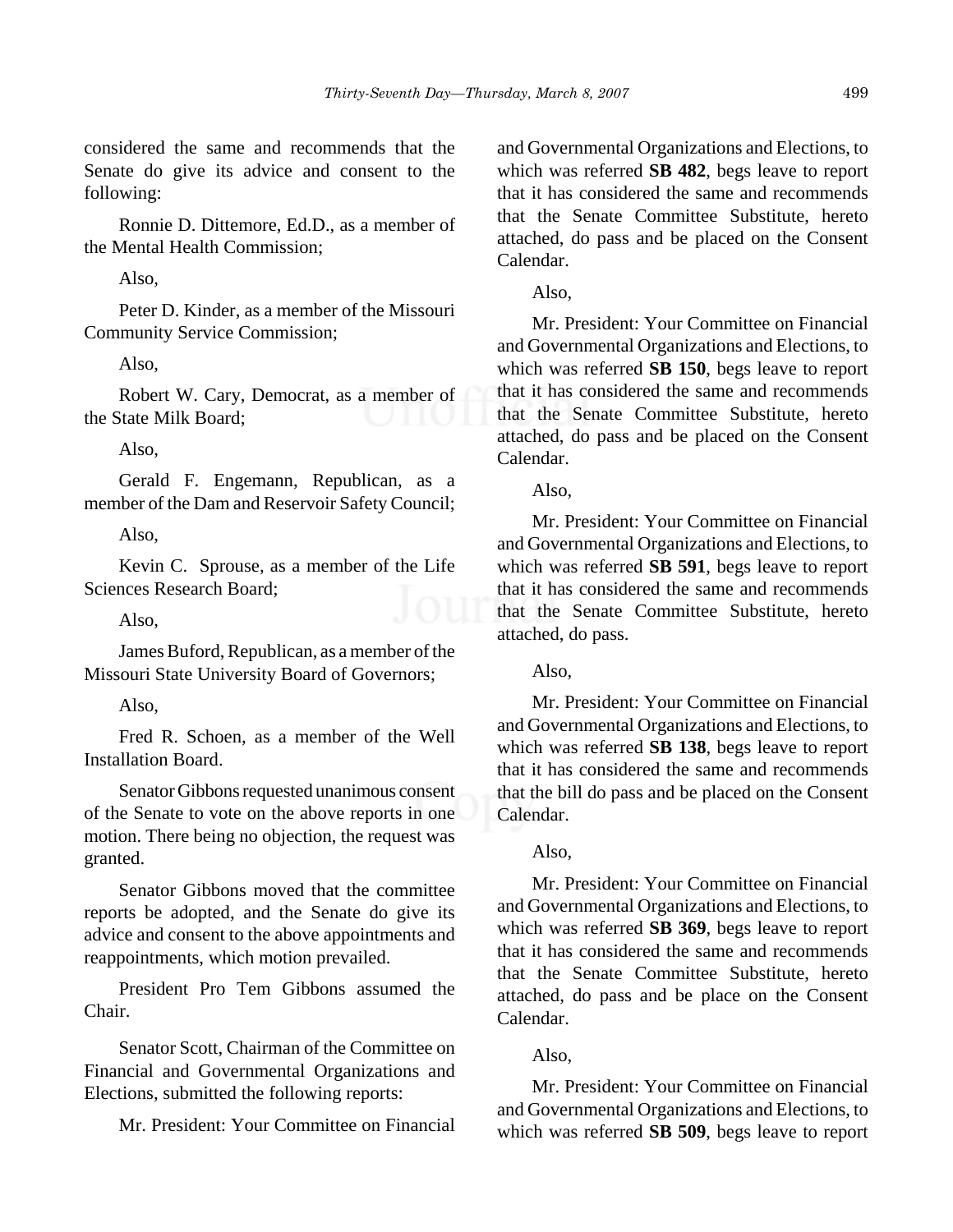considered the same and recommends that the Senate do give its advice and consent to the following:

Ronnie D. Dittemore, Ed.D., as a member of the Mental Health Commission;

Also,

Peter D. Kinder, as a member of the Missouri Community Service Commission;

Also,

Robert W. Cary, Democrat, as a member of the State Milk Board;

Also,

Gerald F. Engemann, Republican, as a member of the Dam and Reservoir Safety Council;

Also,

Kevin C. Sprouse, as a member of the Life Sciences Research Board;

Also,

James Buford, Republican, as a member of the Missouri State University Board of Governors;

Also,

Fred R. Schoen, as a member of the Well Installation Board.

Senator Gibbons requested unanimous consent of the Senate to vote on the above reports in one motion. There being no objection, the request was granted.

Senator Gibbons moved that the committee reports be adopted, and the Senate do give its advice and consent to the above appointments and reappointments, which motion prevailed.

President Pro Tem Gibbons assumed the Chair.

Senator Scott, Chairman of the Committee on Financial and Governmental Organizations and Elections, submitted the following reports:

Mr. President: Your Committee on Financial and Governmental Organizations and Elections, to which was referred **SB 482**, begs leave to report that it has considered the same and recommends that the Senate Committee Substitute, hereto attached, do pass and be placed on the Consent Calendar.

Also,

Mr. President: Your Committee on Financial and Governmental Organizations and Elections, to which was referred **SB 150**, begs leave to report that it has considered the same and recommends that the Senate Committee Substitute, hereto attached, do pass and be placed on the Consent Calendar.

Also,

Mr. President: Your Committee on Financial and Governmental Organizations and Elections, to which was referred **SB 591**, begs leave to report that it has considered the same and recommends that the Senate Committee Substitute, hereto attached, do pass.

Also,

Mr. President: Your Committee on Financial and Governmental Organizations and Elections, to which was referred **SB 138**, begs leave to report that it has considered the same and recommends that the bill do pass and be placed on the Consent Calendar.

Also,

Mr. President: Your Committee on Financial and Governmental Organizations and Elections, to which was referred **SB 369**, begs leave to report that it has considered the same and recommends that the Senate Committee Substitute, hereto attached, do pass and be place on the Consent Calendar.

Also,

Mr. President: Your Committee on Financial and Governmental Organizations and Elections, to which was referred **SB 509**, begs leave to report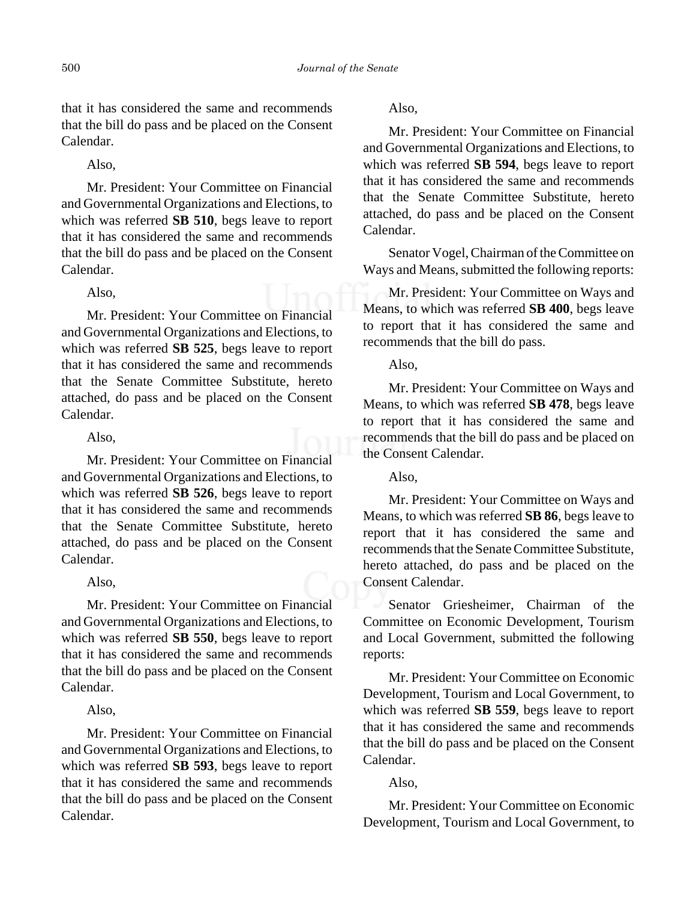that it has considered the same and recommends that the bill do pass and be placed on the Consent Calendar.

Also,

Mr. President: Your Committee on Financial and Governmental Organizations and Elections, to which was referred **SB 510**, begs leave to report that it has considered the same and recommends that the bill do pass and be placed on the Consent Calendar.

Also,

Mr. President: Your Committee on Financial and Governmental Organizations and Elections, to which was referred **SB 525**, begs leave to report that it has considered the same and recommends that the Senate Committee Substitute, hereto attached, do pass and be placed on the Consent Calendar.

Also,

Mr. President: Your Committee on Financial and Governmental Organizations and Elections, to which was referred **SB 526**, begs leave to report that it has considered the same and recommends that the Senate Committee Substitute, hereto attached, do pass and be placed on the Consent Calendar.

Also,

Mr. President: Your Committee on Financial and Governmental Organizations and Elections, to which was referred **SB 550**, begs leave to report that it has considered the same and recommends that the bill do pass and be placed on the Consent Calendar.

Also,

Mr. President: Your Committee on Financial and Governmental Organizations and Elections, to which was referred **SB 593**, begs leave to report that it has considered the same and recommends that the bill do pass and be placed on the Consent Calendar.

Also,

Mr. President: Your Committee on Financial and Governmental Organizations and Elections, to which was referred **SB 594**, begs leave to report that it has considered the same and recommends that the Senate Committee Substitute, hereto attached, do pass and be placed on the Consent Calendar.

Senator Vogel, Chairman of the Committee on Ways and Means, submitted the following reports:

Mr. President: Your Committee on Ways and Means, to which was referred **SB 400**, begs leave to report that it has considered the same and recommends that the bill do pass.

Also,

Mr. President: Your Committee on Ways and Means, to which was referred **SB 478**, begs leave to report that it has considered the same and recommends that the bill do pass and be placed on the Consent Calendar.

Also,

Mr. President: Your Committee on Ways and Means, to which was referred **SB 86**, begs leave to report that it has considered the same and recommends that the Senate Committee Substitute, hereto attached, do pass and be placed on the Consent Calendar.

Senator Griesheimer, Chairman of the Committee on Economic Development, Tourism and Local Government, submitted the following reports:

Mr. President: Your Committee on Economic Development, Tourism and Local Government, to which was referred **SB 559**, begs leave to report that it has considered the same and recommends that the bill do pass and be placed on the Consent Calendar.

Also,

Mr. President: Your Committee on Economic Development, Tourism and Local Government, to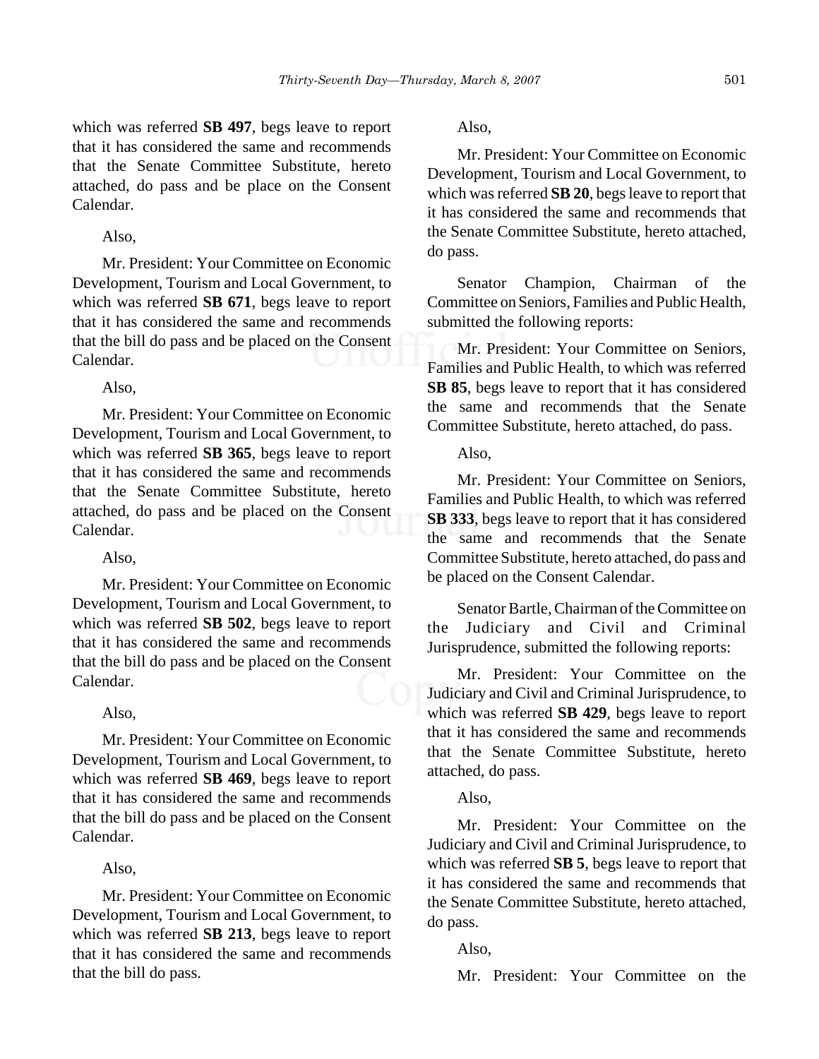which was referred **SB 497**, begs leave to report that it has considered the same and recommends that the Senate Committee Substitute, hereto attached, do pass and be place on the Consent Calendar.

Also,

Mr. President: Your Committee on Economic Development, Tourism and Local Government, to which was referred **SB 671**, begs leave to report that it has considered the same and recommends that the bill do pass and be placed on the Consent Calendar.

Also,

Mr. President: Your Committee on Economic Development, Tourism and Local Government, to which was referred **SB 365**, begs leave to report that it has considered the same and recommends that the Senate Committee Substitute, hereto attached, do pass and be placed on the Consent Calendar.

Also,

Mr. President: Your Committee on Economic Development, Tourism and Local Government, to which was referred **SB 502**, begs leave to report that it has considered the same and recommends that the bill do pass and be placed on the Consent Calendar.

Also,

Mr. President: Your Committee on Economic Development, Tourism and Local Government, to which was referred **SB 469**, begs leave to report that it has considered the same and recommends that the bill do pass and be placed on the Consent Calendar.

Also,

Mr. President: Your Committee on Economic Development, Tourism and Local Government, to which was referred **SB 213**, begs leave to report that it has considered the same and recommends that the bill do pass.

Also,

Mr. President: Your Committee on Economic Development, Tourism and Local Government, to which was referred **SB 20**, begs leave to report that it has considered the same and recommends that the Senate Committee Substitute, hereto attached, do pass.

Senator Champion, Chairman of the Committee on Seniors, Families and Public Health, submitted the following reports:

Mr. President: Your Committee on Seniors, Families and Public Health, to which was referred **SB 85**, begs leave to report that it has considered the same and recommends that the Senate Committee Substitute, hereto attached, do pass.

Also,

Mr. President: Your Committee on Seniors, Families and Public Health, to which was referred **SB 333**, begs leave to report that it has considered the same and recommends that the Senate Committee Substitute, hereto attached, do pass and be placed on the Consent Calendar.

Senator Bartle, Chairman of the Committee on the Judiciary and Civil and Criminal Jurisprudence, submitted the following reports:

Mr. President: Your Committee on the Judiciary and Civil and Criminal Jurisprudence, to which was referred **SB 429**, begs leave to report that it has considered the same and recommends that the Senate Committee Substitute, hereto attached, do pass.

Also,

Mr. President: Your Committee on the Judiciary and Civil and Criminal Jurisprudence, to which was referred **SB 5**, begs leave to report that it has considered the same and recommends that the Senate Committee Substitute, hereto attached, do pass.

Also,

Mr. President: Your Committee on the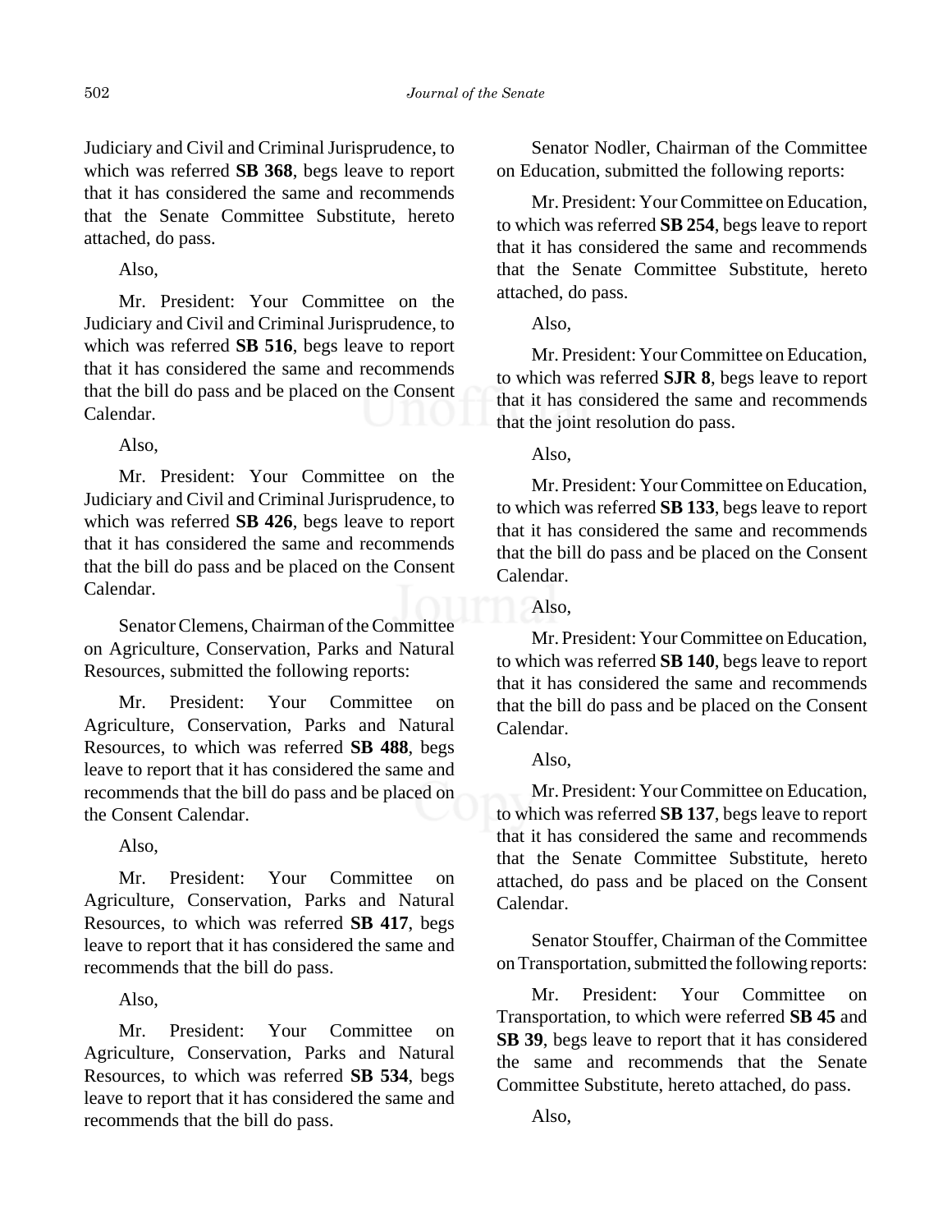Judiciary and Civil and Criminal Jurisprudence, to which was referred **SB 368**, begs leave to report that it has considered the same and recommends that the Senate Committee Substitute, hereto attached, do pass.

Also,

Mr. President: Your Committee on the Judiciary and Civil and Criminal Jurisprudence, to which was referred **SB 516**, begs leave to report that it has considered the same and recommends that the bill do pass and be placed on the Consent Calendar.

Also,

Mr. President: Your Committee on the Judiciary and Civil and Criminal Jurisprudence, to which was referred **SB 426**, begs leave to report that it has considered the same and recommends that the bill do pass and be placed on the Consent Calendar.

Senator Clemens, Chairman of the Committee on Agriculture, Conservation, Parks and Natural Resources, submitted the following reports:

Mr. President: Your Committee on Agriculture, Conservation, Parks and Natural Resources, to which was referred **SB 488**, begs leave to report that it has considered the same and recommends that the bill do pass and be placed on the Consent Calendar.

Also,

Mr. President: Your Committee on Agriculture, Conservation, Parks and Natural Resources, to which was referred **SB 417**, begs leave to report that it has considered the same and recommends that the bill do pass.

Also,

Mr. President: Your Committee on Agriculture, Conservation, Parks and Natural Resources, to which was referred **SB 534**, begs leave to report that it has considered the same and recommends that the bill do pass.

Senator Nodler, Chairman of the Committee on Education, submitted the following reports:

Mr. President: Your Committee on Education, to which was referred **SB 254**, begs leave to report that it has considered the same and recommends that the Senate Committee Substitute, hereto attached, do pass.

Also,

Mr. President: Your Committee on Education, to which was referred **SJR 8**, begs leave to report that it has considered the same and recommends that the joint resolution do pass.

Also,

Mr. President: Your Committee on Education, to which was referred **SB 133**, begs leave to report that it has considered the same and recommends that the bill do pass and be placed on the Consent Calendar.

Also,

Mr. President: Your Committee on Education, to which was referred **SB 140**, begs leave to report that it has considered the same and recommends that the bill do pass and be placed on the Consent Calendar.

Also,

Mr. President: Your Committee on Education, to which was referred **SB 137**, begs leave to report that it has considered the same and recommends that the Senate Committee Substitute, hereto attached, do pass and be placed on the Consent Calendar.

Senator Stouffer, Chairman of the Committee on Transportation, submitted the following reports:

Mr. President: Your Committee on Transportation, to which were referred **SB 45** and **SB 39**, begs leave to report that it has considered the same and recommends that the Senate Committee Substitute, hereto attached, do pass.

Also,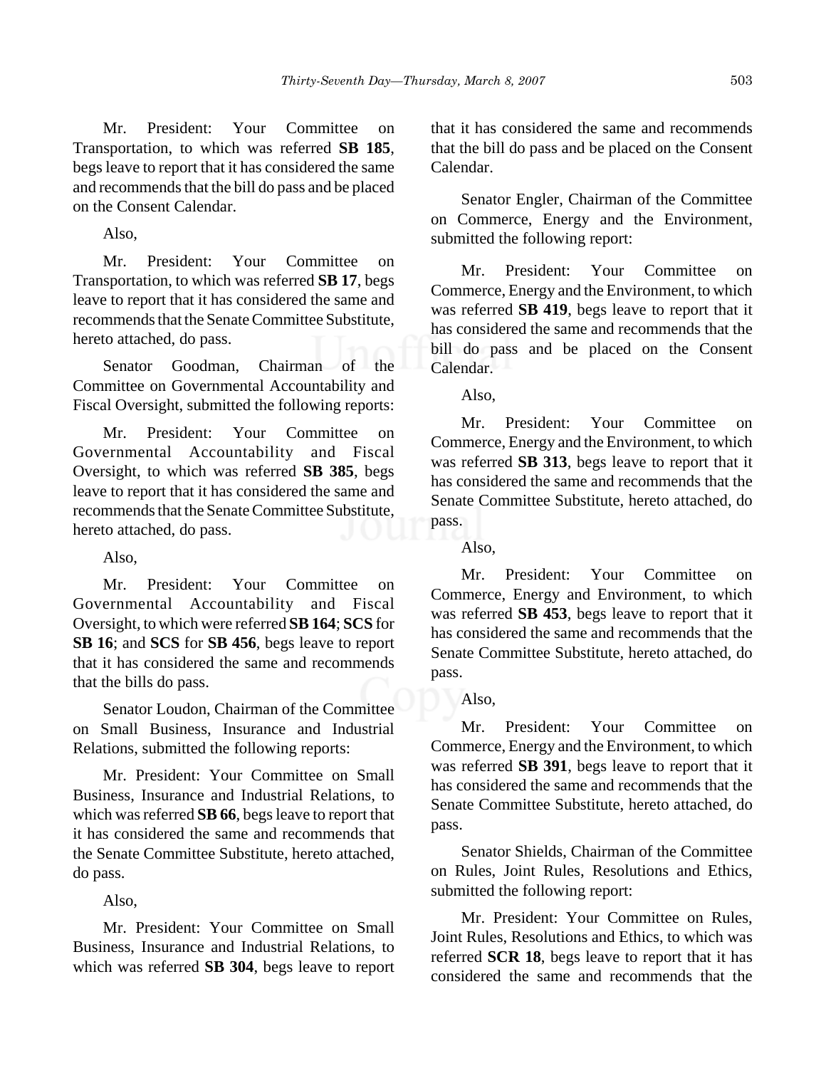Mr. President: Your Committee on Transportation, to which was referred **SB 185**, begs leave to report that it has considered the same and recommends that the bill do pass and be placed on the Consent Calendar.

Also,

Mr. President: Your Committee on Transportation, to which was referred **SB 17**, begs leave to report that it has considered the same and recommends that the Senate Committee Substitute, hereto attached, do pass.

Senator Goodman, Chairman of the Committee on Governmental Accountability and Fiscal Oversight, submitted the following reports:

Mr. President: Your Committee on Governmental Accountability and Fiscal Oversight, to which was referred **SB 385**, begs leave to report that it has considered the same and recommends that the Senate Committee Substitute, hereto attached, do pass.

Also,

Mr. President: Your Committee on Governmental Accountability and Fiscal Oversight, to which were referred **SB 164**; **SCS** for **SB 16**; and **SCS** for **SB 456**, begs leave to report that it has considered the same and recommends that the bills do pass.

Senator Loudon, Chairman of the Committee on Small Business, Insurance and Industrial Relations, submitted the following reports:

Mr. President: Your Committee on Small Business, Insurance and Industrial Relations, to which was referred **SB 66**, begs leave to report that it has considered the same and recommends that the Senate Committee Substitute, hereto attached, do pass.

Also,

Mr. President: Your Committee on Small Business, Insurance and Industrial Relations, to which was referred **SB 304**, begs leave to report that it has considered the same and recommends that the bill do pass and be placed on the Consent Calendar.

Senator Engler, Chairman of the Committee on Commerce, Energy and the Environment, submitted the following report:

Mr. President: Your Committee on Commerce, Energy and the Environment, to which was referred **SB 419**, begs leave to report that it has considered the same and recommends that the bill do pass and be placed on the Consent Calendar.

Also,

Mr. President: Your Committee on Commerce, Energy and the Environment, to which was referred **SB 313**, begs leave to report that it has considered the same and recommends that the Senate Committee Substitute, hereto attached, do pass.

Also,

Mr. President: Your Committee on Commerce, Energy and Environment, to which was referred **SB 453**, begs leave to report that it has considered the same and recommends that the Senate Committee Substitute, hereto attached, do pass.

Also,

Mr. President: Your Committee on Commerce, Energy and the Environment, to which was referred **SB 391**, begs leave to report that it has considered the same and recommends that the Senate Committee Substitute, hereto attached, do pass.

Senator Shields, Chairman of the Committee on Rules, Joint Rules, Resolutions and Ethics, submitted the following report:

Mr. President: Your Committee on Rules, Joint Rules, Resolutions and Ethics, to which was referred **SCR 18**, begs leave to report that it has considered the same and recommends that the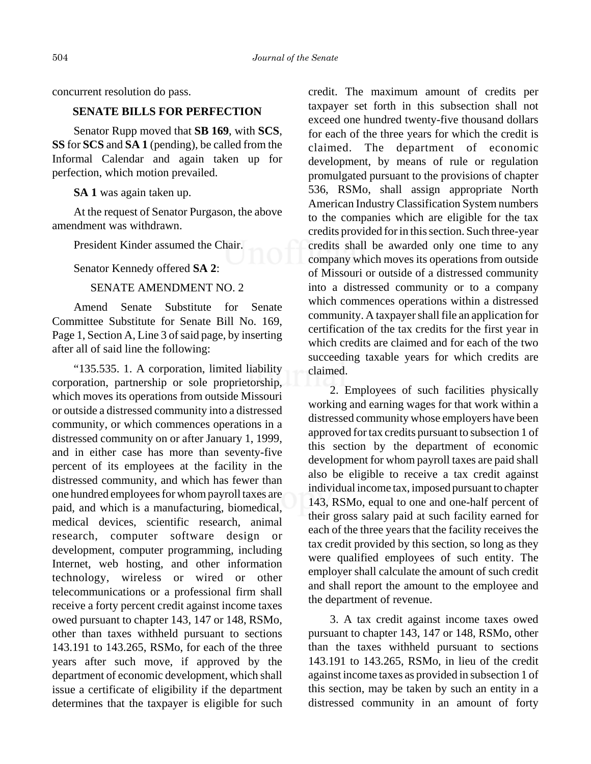concurrent resolution do pass.

## SENATE BILLS FOR PERFECTION

Senator Rupp moved that **SB 169**, with **SCS**, **SS** for **SCS** and **SA 1** (pending), be called from the Informal Calendar and again taken up for perfection, which motion prevailed.

**SA 1** was again taken up.

At the request of Senator Purgason, the above amendment was withdrawn.

President Kinder assumed the Chair.

Senator Kennedy offered **SA 2**:

SENATE AMENDMENT NO. 2

Amend Senate Substitute for Senate Committee Substitute for Senate Bill No. 169, Page 1, Section A, Line 3 of said page, by inserting after all of said line the following:

"135.535. 1. A corporation, limited liability corporation, partnership or sole proprietorship, which moves its operations from outside Missouri or outside a distressed community into a distressed community, or which commences operations in a distressed community on or after January 1, 1999, and in either case has more than seventy-five percent of its employees at the facility in the distressed community, and which has fewer than one hundred employees for whom payroll taxes are paid, and which is a manufacturing, biomedical, medical devices, scientific research, animal research, computer software design or development, computer programming, including Internet, web hosting, and other information technology, wireless or wired or other telecommunications or a professional firm shall receive a forty percent credit against income taxes owed pursuant to chapter 143, 147 or 148, RSMo, other than taxes withheld pursuant to sections 143.191 to 143.265, RSMo, for each of the three years after such move, if approved by the department of economic development, which shall issue a certificate of eligibility if the department determines that the taxpayer is eligible for such credit. The maximum amount of credits per taxpayer set forth in this subsection shall not exceed one hundred twenty-five thousand dollars for each of the three years for which the credit is claimed. The department of economic development, by means of rule or regulation promulgated pursuant to the provisions of chapter 536, RSMo, shall assign appropriate North American Industry Classification System numbers to the companies which are eligible for the tax credits provided for in this section. Such three-year credits shall be awarded only one time to any company which moves its operations from outside of Missouri or outside of a distressed community into a distressed community or to a company which commences operations within a distressed community. A taxpayer shall file an application for certification of the tax credits for the first year in which credits are claimed and for each of the two succeeding taxable years for which credits are claimed.

2. Employees of such facilities physically working and earning wages for that work within a distressed community whose employers have been approved for tax credits pursuant to subsection 1 of this section by the department of economic development for whom payroll taxes are paid shall also be eligible to receive a tax credit against individual income tax, imposed pursuant to chapter 143, RSMo, equal to one and one-half percent of their gross salary paid at such facility earned for each of the three years that the facility receives the tax credit provided by this section, so long as they were qualified employees of such entity. The employer shall calculate the amount of such credit and shall report the amount to the employee and the department of revenue.

3. A tax credit against income taxes owed pursuant to chapter 143, 147 or 148, RSMo, other than the taxes withheld pursuant to sections 143.191 to 143.265, RSMo, in lieu of the credit against income taxes as provided in subsection 1 of this section, may be taken by such an entity in a distressed community in an amount of forty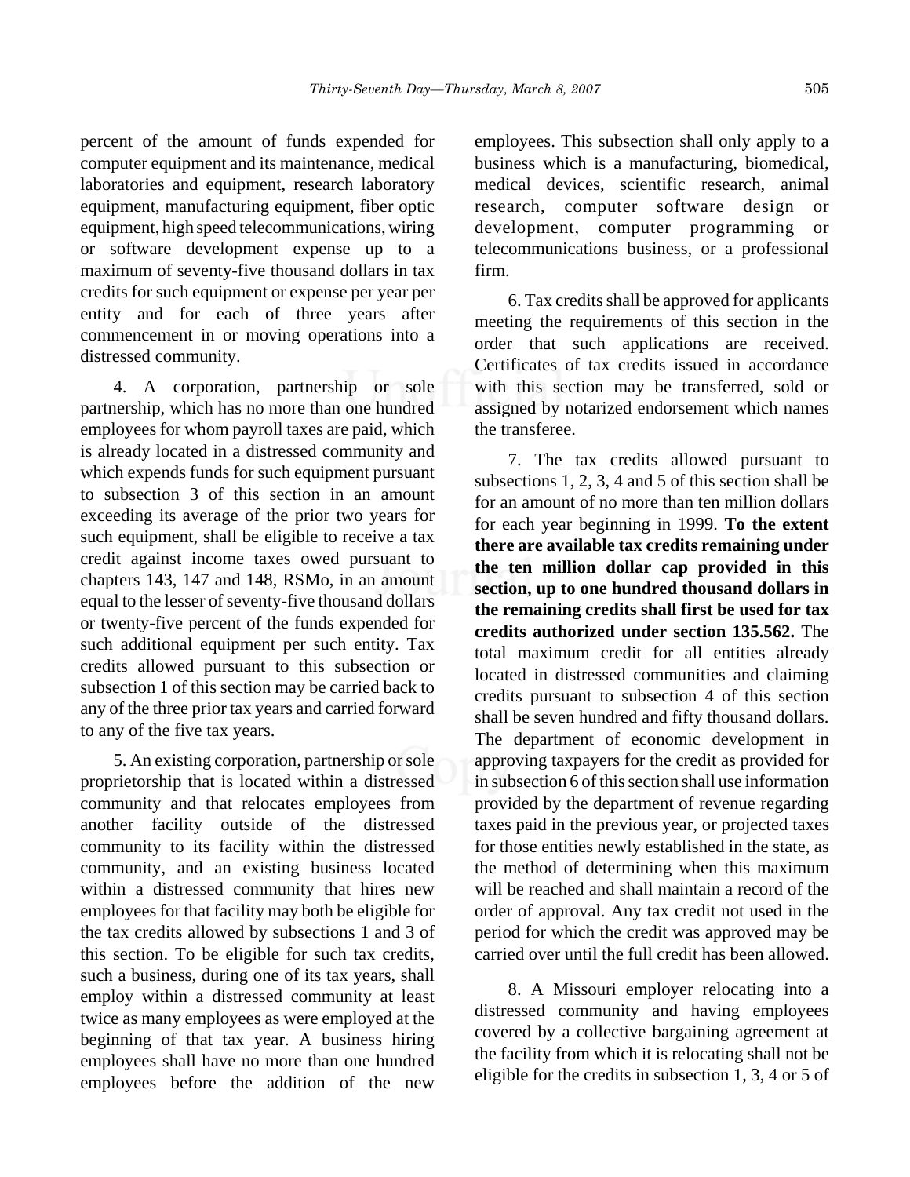percent of the amount of funds expended for computer equipment and its maintenance, medical laboratories and equipment, research laboratory equipment, manufacturing equipment, fiber optic equipment, high speed telecommunications, wiring or software development expense up to a maximum of seventy-five thousand dollars in tax credits for such equipment or expense per year per entity and for each of three years after commencement in or moving operations into a distressed community.

4. A corporation, partnership or sole partnership, which has no more than one hundred employees for whom payroll taxes are paid, which is already located in a distressed community and which expends funds for such equipment pursuant to subsection 3 of this section in an amount exceeding its average of the prior two years for such equipment, shall be eligible to receive a tax credit against income taxes owed pursuant to chapters 143, 147 and 148, RSMo, in an amount equal to the lesser of seventy-five thousand dollars or twenty-five percent of the funds expended for such additional equipment per such entity. Tax credits allowed pursuant to this subsection or subsection 1 of this section may be carried back to any of the three prior tax years and carried forward to any of the five tax years.

5. An existing corporation, partnership or sole proprietorship that is located within a distressed community and that relocates employees from another facility outside of the distressed community to its facility within the distressed community, and an existing business located within a distressed community that hires new employees for that facility may both be eligible for the tax credits allowed by subsections 1 and 3 of this section. To be eligible for such tax credits, such a business, during one of its tax years, shall employ within a distressed community at least twice as many employees as were employed at the beginning of that tax year. A business hiring employees shall have no more than one hundred employees before the addition of the new employees. This subsection shall only apply to a business which is a manufacturing, biomedical, medical devices, scientific research, animal research, computer software design or development, computer programming or telecommunications business, or a professional firm.

6. Tax credits shall be approved for applicants meeting the requirements of this section in the order that such applications are received. Certificates of tax credits issued in accordance with this section may be transferred, sold or assigned by notarized endorsement which names the transferee.

7. The tax credits allowed pursuant to subsections 1, 2, 3, 4 and 5 of this section shall be for an amount of no more than ten million dollars for each year beginning in 1999. **To the extent there are available tax credits remaining under the ten million dollar cap provided in this section, up to one hundred thousand dollars in the remaining credits shall first be used for tax credits authorized under section 135.562.** The total maximum credit for all entities already located in distressed communities and claiming credits pursuant to subsection 4 of this section shall be seven hundred and fifty thousand dollars. The department of economic development in approving taxpayers for the credit as provided for in subsection 6 of this section shall use information provided by the department of revenue regarding taxes paid in the previous year, or projected taxes for those entities newly established in the state, as the method of determining when this maximum will be reached and shall maintain a record of the order of approval. Any tax credit not used in the period for which the credit was approved may be carried over until the full credit has been allowed.

8. A Missouri employer relocating into a distressed community and having employees covered by a collective bargaining agreement at the facility from which it is relocating shall not be eligible for the credits in subsection 1, 3, 4 or 5 of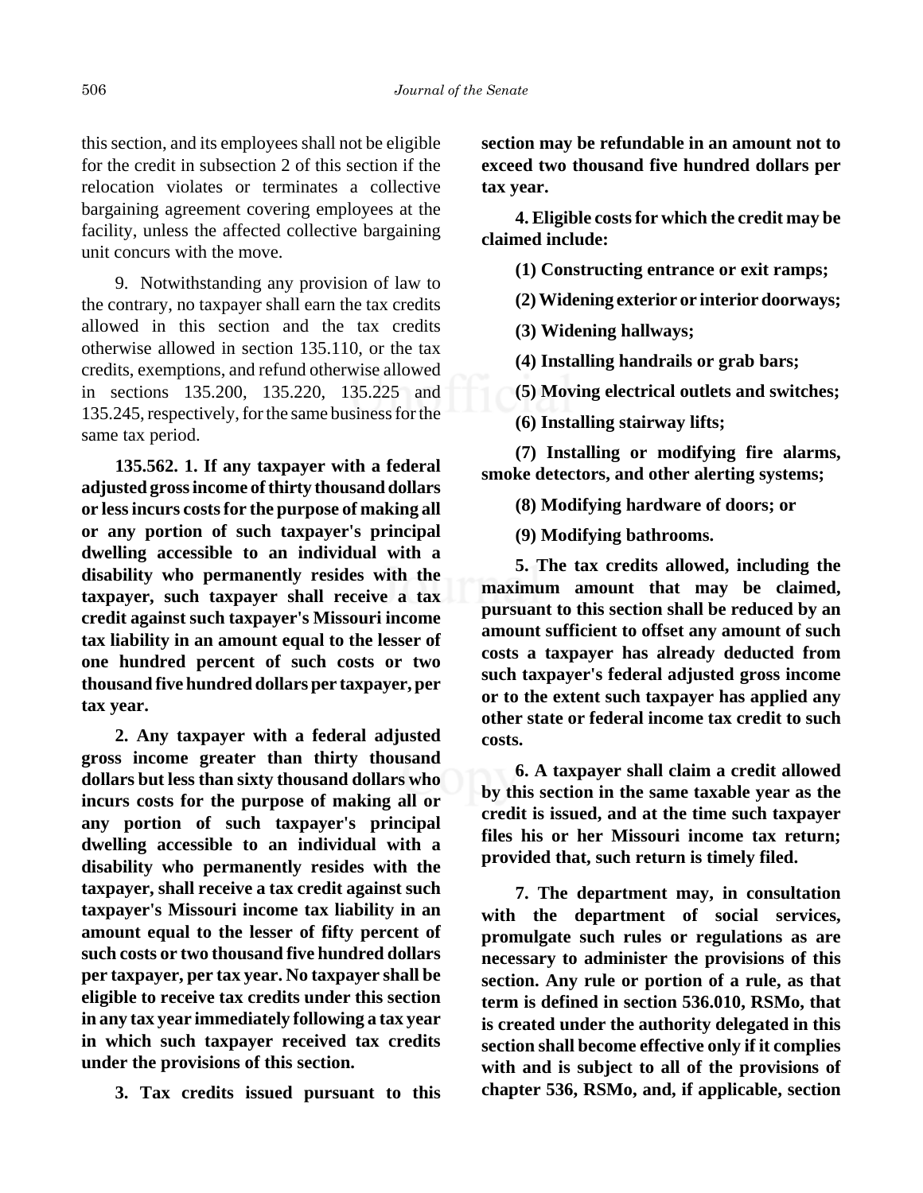this section, and its employees shall not be eligible for the credit in subsection 2 of this section if the relocation violates or terminates a collective bargaining agreement covering employees at the facility, unless the affected collective bargaining unit concurs with the move.

9. Notwithstanding any provision of law to the contrary, no taxpayer shall earn the tax credits allowed in this section and the tax credits otherwise allowed in section 135.110, or the tax credits, exemptions, and refund otherwise allowed in sections 135.200, 135.220, 135.225 and 135.245, respectively, for the same business for the same tax period.

**135.562. 1. If any taxpayer with a federal adjusted gross income of thirty thousand dollars or less incurs costs for the purpose of making all or any portion of such taxpayer's principal dwelling accessible to an individual with a disability who permanently resides with the taxpayer, such taxpayer shall receive a tax credit against such taxpayer's Missouri income tax liability in an amount equal to the lesser of one hundred percent of such costs or two thousand five hundred dollars per taxpayer, per tax year.**

**2. Any taxpayer with a federal adjusted gross income greater than thirty thousand dollars but less than sixty thousand dollars who incurs costs for the purpose of making all or any portion of such taxpayer's principal dwelling accessible to an individual with a disability who permanently resides with the taxpayer, shall receive a tax credit against such taxpayer's Missouri income tax liability in an amount equal to the lesser of fifty percent of such costs or two thousand five hundred dollars per taxpayer, per tax year. No taxpayer shall be eligible to receive tax credits under this section in any tax year immediately following a tax year in which such taxpayer received tax credits under the provisions of this section.**

**3. Tax credits issued pursuant to this section may be refundable in an amount not to exceed two thousand five hundred dollars per tax year.**

**4. Eligible costs for which the credit may be claimed include:**

**(1) Constructing entrance or exit ramps;**

**(2) Widening exterior or interior doorways;**

**(3) Widening hallways;**

**(4) Installing handrails or grab bars;**

**(5) Moving electrical outlets and switches;**

**(6) Installing stairway lifts;**

**(7) Installing or modifying fire alarms, smoke detectors, and other alerting systems;**

**(8) Modifying hardware of doors; or**

**(9) Modifying bathrooms.**

**5. The tax credits allowed, including the maximum amount that may be claimed, pursuant to this section shall be reduced by an amount sufficient to offset any amount of such costs a taxpayer has already deducted from such taxpayer's federal adjusted gross income or to the extent such taxpayer has applied any other state or federal income tax credit to such costs.**

**6. A taxpayer shall claim a credit allowed by this section in the same taxable year as the credit is issued, and at the time such taxpayer files his or her Missouri income tax return; provided that, such return is timely filed.**

**7. The department may, in consultation with the department of social services, promulgate such rules or regulations as are necessary to administer the provisions of this section. Any rule or portion of a rule, as that term is defined in section 536.010, RSMo, that is created under the authority delegated in this section shall become effective only if it complies with and is subject to all of the provisions of chapter 536, RSMo, and, if applicable, section**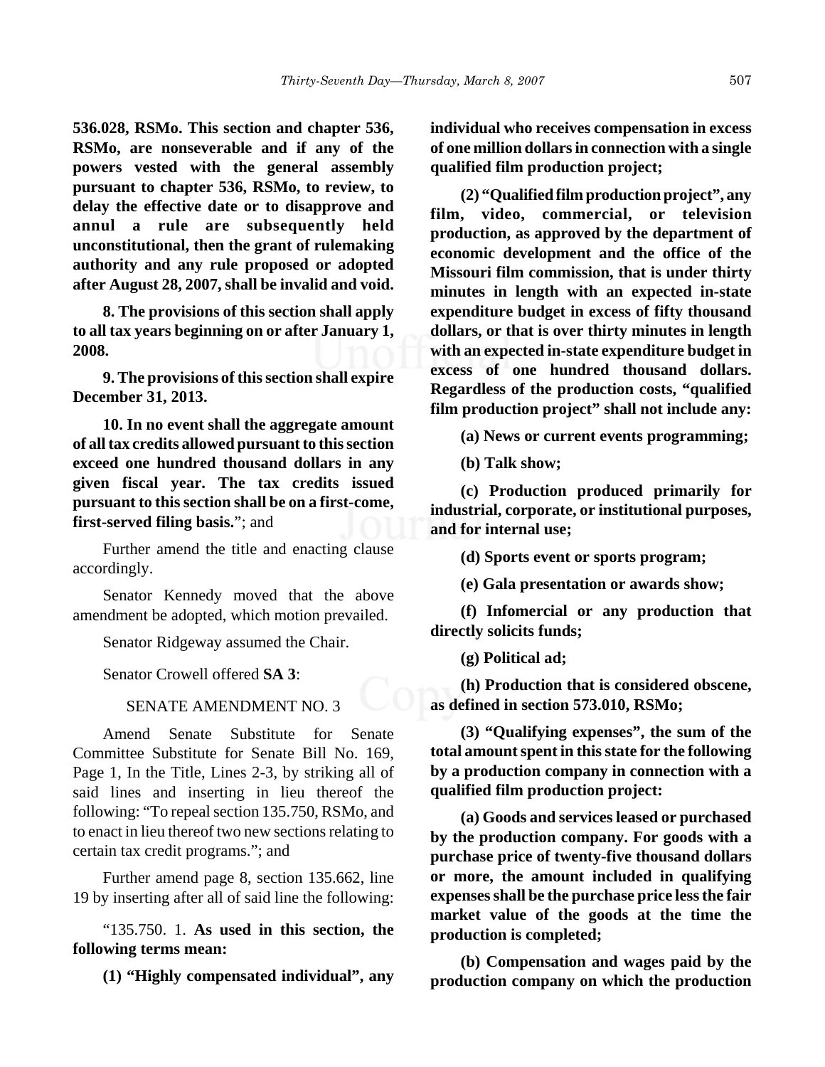**536.028, RSMo. This section and chapter 536, RSMo, are nonseverable and if any of the powers vested with the general assembly pursuant to chapter 536, RSMo, to review, to delay the effective date or to disapprove and annul a rule are subsequently held unconstitutional, then the grant of rulemaking authority and any rule proposed or adopted after August 28, 2007, shall be invalid and void.**

**8. The provisions of this section shall apply to all tax years beginning on or after January 1, 2008.**

**9. The provisions of this section shall expire December 31, 2013.**

**10. In no event shall the aggregate amount of all tax credits allowed pursuant to this section exceed one hundred thousand dollars in any given fiscal year. The tax credits issued pursuant to this section shall be on a first-come, first-served filing basis.**"; and

Further amend the title and enacting clause accordingly.

Senator Kennedy moved that the above amendment be adopted, which motion prevailed.

Senator Ridgeway assumed the Chair.

Senator Crowell offered **SA 3**:

SENATE AMENDMENT NO. 3

Amend Senate Substitute for Senate Committee Substitute for Senate Bill No. 169, Page 1, In the Title, Lines 2-3, by striking all of said lines and inserting in lieu thereof the following: "To repeal section 135.750, RSMo, and to enact in lieu thereof two new sections relating to certain tax credit programs."; and

Further amend page 8, section 135.662, line 19 by inserting after all of said line the following:

"135.750. 1. **As used in this section, the following terms mean:**

**(1) "Highly compensated individual", any individual who receives compensation in excess of one million dollars in connection with a single qualified film production project;**

**(2) "Qualified film production project", any film, video, commercial, or television production, as approved by the department of economic development and the office of the Missouri film commission, that is under thirty minutes in length with an expected in-state expenditure budget in excess of fifty thousand dollars, or that is over thirty minutes in length with an expected in-state expenditure budget in excess of one hundred thousand dollars. Regardless of the production costs, "qualified film production project" shall not include any:**

**(a) News or current events programming;**

**(b) Talk show;**

**(c) Production produced primarily for industrial, corporate, or institutional purposes, and for internal use;**

**(d) Sports event or sports program;**

**(e) Gala presentation or awards show;**

**(f) Infomercial or any production that directly solicits funds;**

**(g) Political ad;**

**(h) Production that is considered obscene, as defined in section 573.010, RSMo;**

**(3) "Qualifying expenses", the sum of the total amount spent in this state for the following by a production company in connection with a qualified film production project:**

**(a) Goods and services leased or purchased by the production company. For goods with a purchase price of twenty-five thousand dollars or more, the amount included in qualifying expenses shall be the purchase price less the fair market value of the goods at the time the production is completed;**

**(b) Compensation and wages paid by the production company on which the production**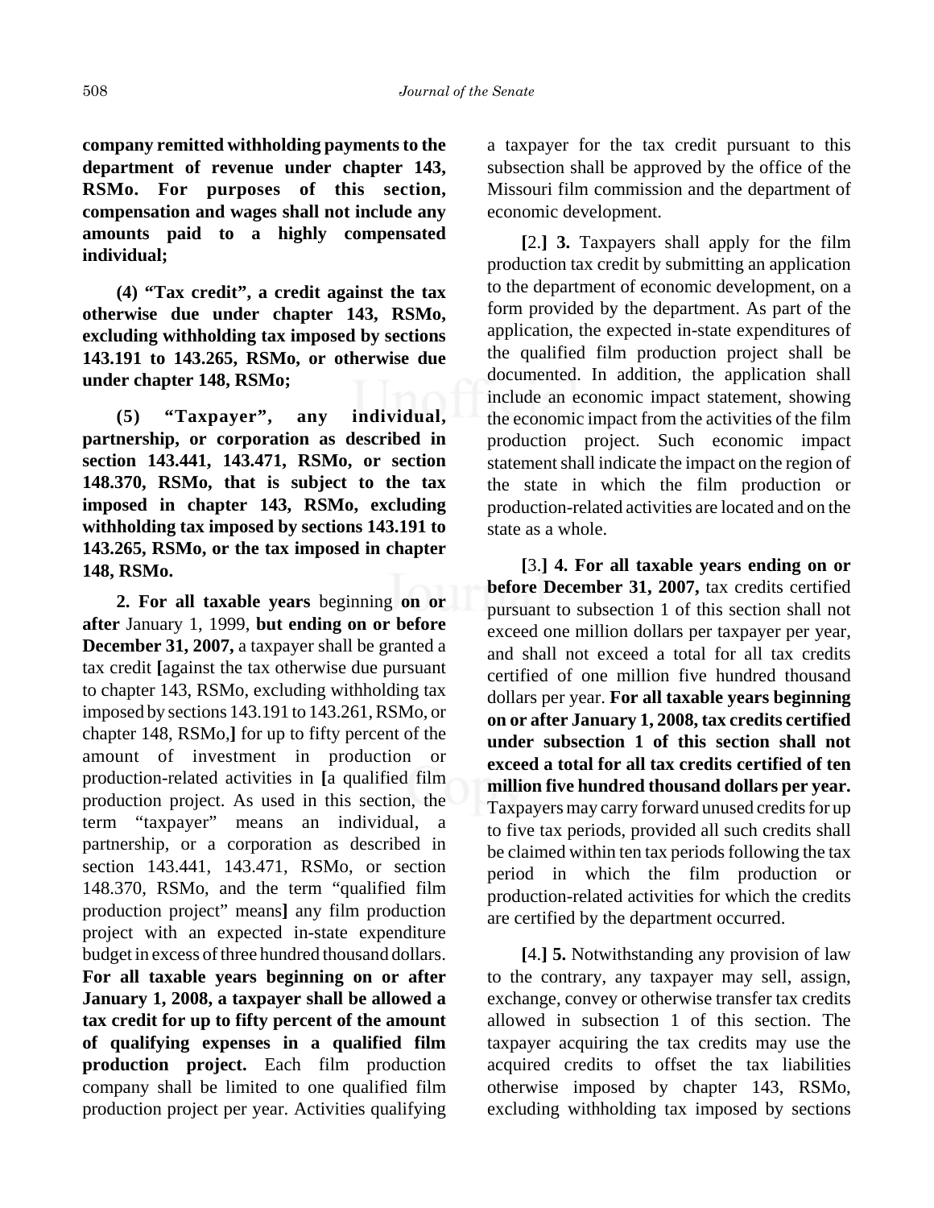**company remitted withholding payments to the department of revenue under chapter 143, RSMo. For purposes of this section, compensation and wages shall not include any amounts paid to a highly compensated individual;**

**(4) "Tax credit", a credit against the tax otherwise due under chapter 143, RSMo, excluding withholding tax imposed by sections 143.191 to 143.265, RSMo, or otherwise due under chapter 148, RSMo;**

**(5) "Taxpayer", any individual, partnership, or corporation as described in section 143.441, 143.471, RSMo, or section 148.370, RSMo, that is subject to the tax imposed in chapter 143, RSMo, excluding withholding tax imposed by sections 143.191 to 143.265, RSMo, or the tax imposed in chapter 148, RSMo.**

**2. For all taxable years** beginning **on or after** January 1, 1999, **but ending on or before December 31, 2007,** a taxpayer shall be granted a tax credit **[**against the tax otherwise due pursuant to chapter 143, RSMo, excluding withholding tax imposed by sections 143.191 to 143.261, RSMo, or chapter 148, RSMo,**]** for up to fifty percent of the amount of investment in production or production-related activities in **[**a qualified film production project. As used in this section, the term "taxpayer" means an individual, a partnership, or a corporation as described in section 143.441, 143.471, RSMo, or section 148.370, RSMo, and the term "qualified film production project" means**]** any film production project with an expected in-state expenditure budget in excess of three hundred thousand dollars. **For all taxable years beginning on or after January 1, 2008, a taxpayer shall be allowed a tax credit for up to fifty percent of the amount of qualifying expenses in a qualified film production project.** Each film production company shall be limited to one qualified film production project per year. Activities qualifying a taxpayer for the tax credit pursuant to this subsection shall be approved by the office of the Missouri film commission and the department of economic development.

**[**2.**] 3.** Taxpayers shall apply for the film production tax credit by submitting an application to the department of economic development, on a form provided by the department. As part of the application, the expected in-state expenditures of the qualified film production project shall be documented. In addition, the application shall include an economic impact statement, showing the economic impact from the activities of the film production project. Such economic impact statement shall indicate the impact on the region of the state in which the film production or production-related activities are located and on the state as a whole.

**[**3.**] 4. For all taxable years ending on or before December 31, 2007,** tax credits certified pursuant to subsection 1 of this section shall not exceed one million dollars per taxpayer per year, and shall not exceed a total for all tax credits certified of one million five hundred thousand dollars per year. **For all taxable years beginning on or after January 1, 2008, tax credits certified under subsection 1 of this section shall not exceed a total for all tax credits certified of ten million five hundred thousand dollars per year.** Taxpayers may carry forward unused credits for up to five tax periods, provided all such credits shall be claimed within ten tax periods following the tax period in which the film production or production-related activities for which the credits are certified by the department occurred.

**[**4.**] 5.** Notwithstanding any provision of law to the contrary, any taxpayer may sell, assign, exchange, convey or otherwise transfer tax credits allowed in subsection 1 of this section. The taxpayer acquiring the tax credits may use the acquired credits to offset the tax liabilities otherwise imposed by chapter 143, RSMo, excluding withholding tax imposed by sections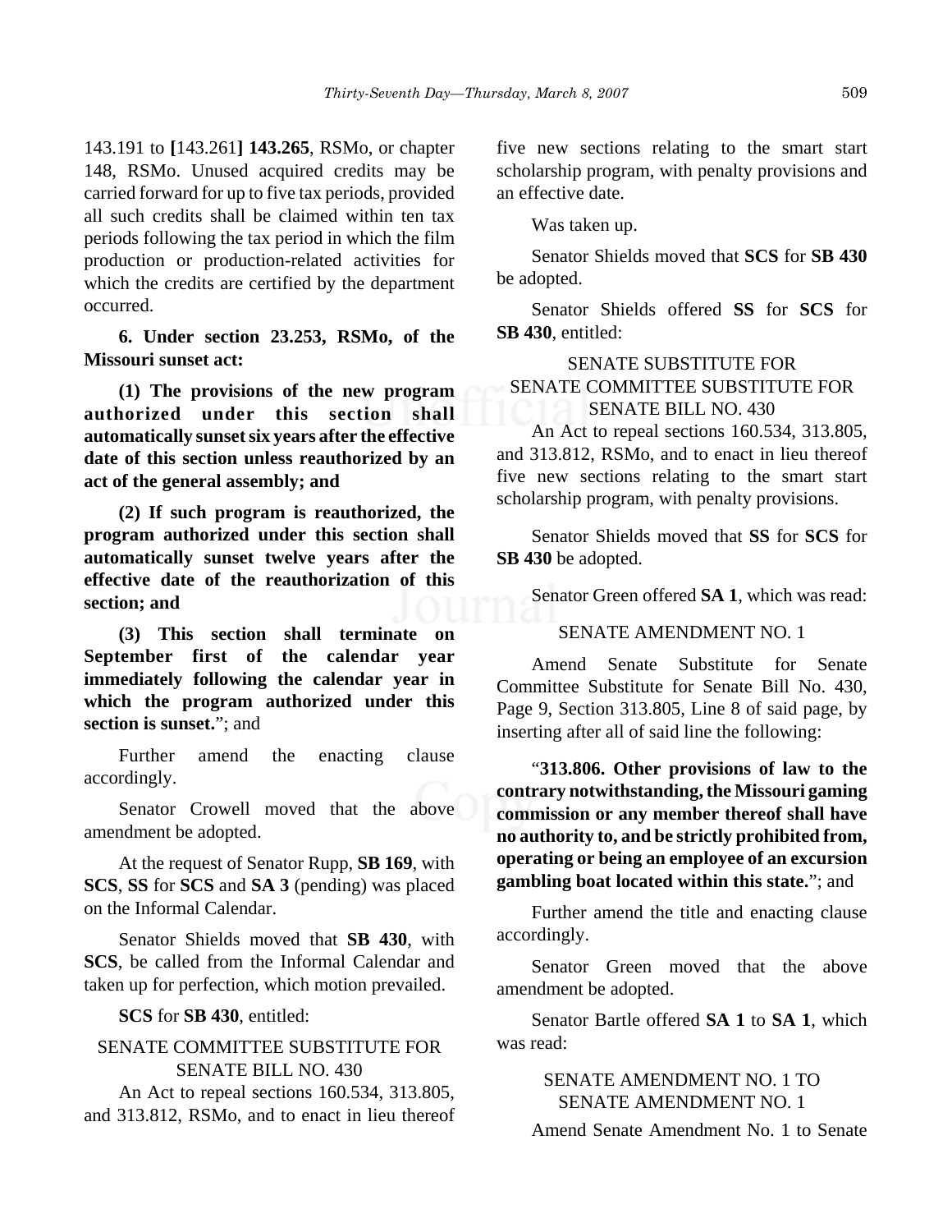143.191 to **[**143.261**] 143.265**, RSMo, or chapter 148, RSMo. Unused acquired credits may be carried forward for up to five tax periods, provided all such credits shall be claimed within ten tax periods following the tax period in which the film production or production-related activities for which the credits are certified by the department occurred.

**6. Under section 23.253, RSMo, of the Missouri sunset act:**

**(1) The provisions of the new program authorized under this section shall automatically sunset six years after the effective date of this section unless reauthorized by an act of the general assembly; and**

**(2) If such program is reauthorized, the program authorized under this section shall automatically sunset twelve years after the effective date of the reauthorization of this section; and**

**(3) This section shall terminate on September first of the calendar year immediately following the calendar year in which the program authorized under this section is sunset.**"; and

Further amend the enacting clause accordingly.

Senator Crowell moved that the above amendment be adopted.

At the request of Senator Rupp, **SB 169**, with **SCS**, **SS** for **SCS** and **SA 3** (pending) was placed on the Informal Calendar.

Senator Shields moved that **SB 430**, with **SCS**, be called from the Informal Calendar and taken up for perfection, which motion prevailed.

**SCS** for **SB 430**, entitled:

SENATE COMMITTEE SUBSTITUTE FOR SENATE BILL NO. 430

An Act to repeal sections 160.534, 313.805, and 313.812, RSMo, and to enact in lieu thereof five new sections relating to the smart start scholarship program, with penalty provisions and an effective date.

Was taken up.

Senator Shields moved that **SCS** for **SB 430** be adopted.

Senator Shields offered **SS** for **SCS** for **SB 430**, entitled:

SENATE SUBSTITUTE FOR SENATE COMMITTEE SUBSTITUTE FOR SENATE BILL NO. 430

An Act to repeal sections 160.534, 313.805, and 313.812, RSMo, and to enact in lieu thereof five new sections relating to the smart start scholarship program, with penalty provisions.

Senator Shields moved that **SS** for **SCS** for **SB 430** be adopted.

Senator Green offered **SA 1**, which was read:

SENATE AMENDMENT NO. 1

Amend Senate Substitute for Senate Committee Substitute for Senate Bill No. 430, Page 9, Section 313.805, Line 8 of said page, by inserting after all of said line the following:

"**313.806. Other provisions of law to the contrary notwithstanding, the Missouri gaming commission or any member thereof shall have no authority to, and be strictly prohibited from, operating or being an employee of an excursion gambling boat located within this state.**"; and

Further amend the title and enacting clause accordingly.

Senator Green moved that the above amendment be adopted.

Senator Bartle offered **SA 1** to **SA 1**, which was read:

SENATE AMENDMENT NO. 1 TO SENATE AMENDMENT NO. 1

Amend Senate Amendment No. 1 to Senate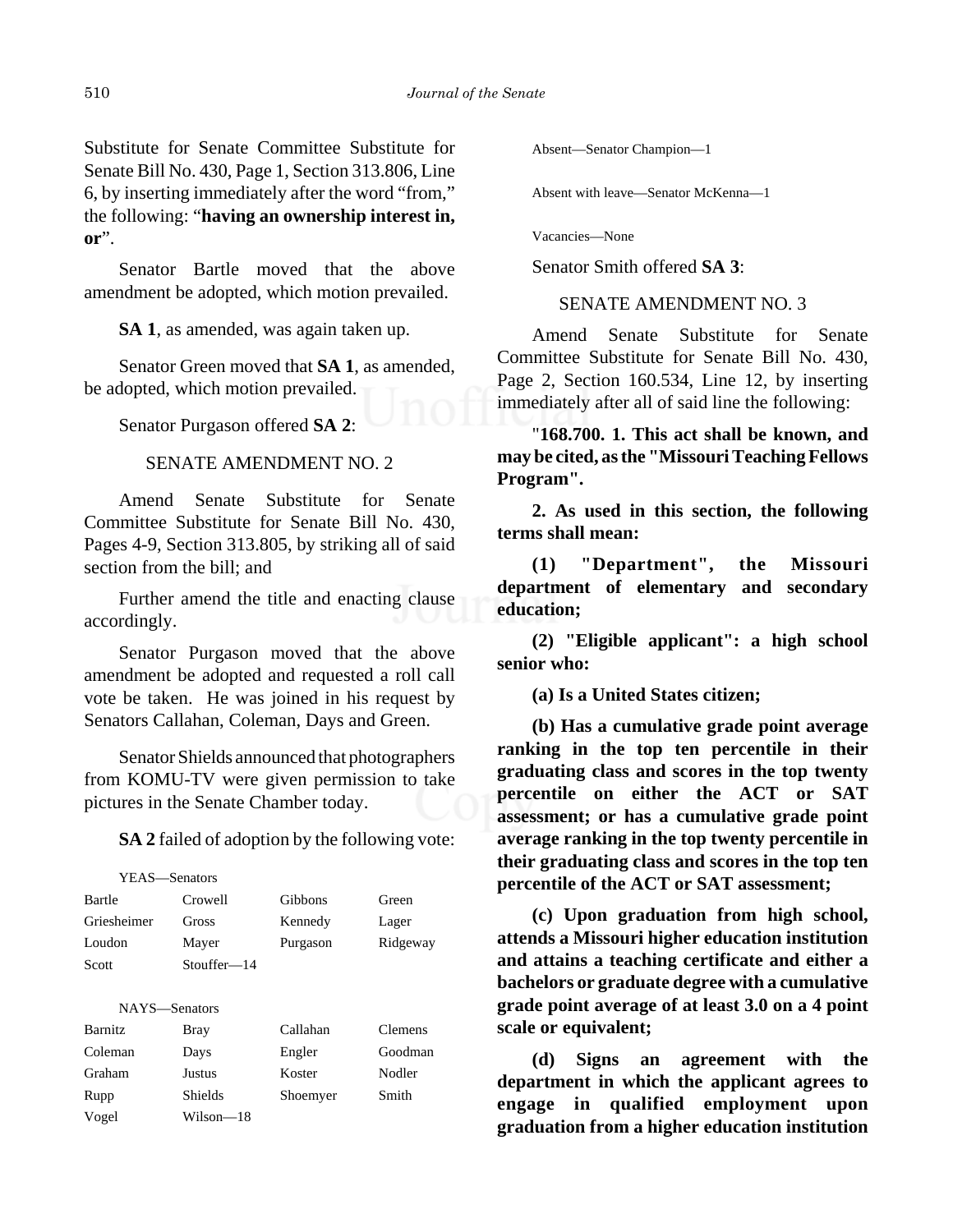Substitute for Senate Committee Substitute for Senate Bill No. 430, Page 1, Section 313.806, Line 6, by inserting immediately after the word "from," the following: "**having an ownership interest in, or**".

Senator Bartle moved that the above amendment be adopted, which motion prevailed.

**SA 1**, as amended, was again taken up.

Senator Green moved that **SA 1**, as amended, be adopted, which motion prevailed.

Senator Purgason offered **SA 2**:

SENATE AMENDMENT NO. 2

Amend Senate Substitute for Senate Committee Substitute for Senate Bill No. 430, Pages 4-9, Section 313.805, by striking all of said section from the bill; and

Further amend the title and enacting clause accordingly.

Senator Purgason moved that the above amendment be adopted and requested a roll call vote be taken. He was joined in his request by Senators Callahan, Coleman, Days and Green.

Senator Shields announced that photographers from KOMU-TV were given permission to take pictures in the Senate Chamber today.

**SA 2** failed of adoption by the following vote:

YEAS—Senators

| | | | |
|---|---|---|---|
| Bartle | Crowell | Gibbons | Green |
| Griesheimer | Gross | Kennedy | Lager |
| Loudon | Mayer | Purgason | Ridgeway |
| Scott | Stouffer—14 | | |

NAYS—Senators

| | | | |
|---|---|---|---|
| Barnitz | Bray | Callahan | Clemens |
| Coleman | Days | Engler | Goodman |
| Graham | Justus | Koster | Nodler |
| Rupp | Shields | Shoemyer | Smith |
| Vogel | Wilson—18 | | |

Absent—Senator Champion—1

Absent with leave—Senator McKenna—1

Vacancies—None

Senator Smith offered **SA 3**:

SENATE AMENDMENT NO. 3

Amend Senate Substitute for Senate Committee Substitute for Senate Bill No. 430, Page 2, Section 160.534, Line 12, by inserting immediately after all of said line the following:

"**168.700. 1. This act shall be known, and may be cited, as the "Missouri Teaching Fellows Program".**

**2. As used in this section, the following terms shall mean:**

**(1) "Department", the Missouri department of elementary and secondary education;**

**(2) "Eligible applicant": a high school senior who:**

**(a) Is a United States citizen;**

**(b) Has a cumulative grade point average ranking in the top ten percentile in their graduating class and scores in the top twenty percentile on either the ACT or SAT assessment; or has a cumulative grade point average ranking in the top twenty percentile in their graduating class and scores in the top ten percentile of the ACT or SAT assessment;**

**(c) Upon graduation from high school, attends a Missouri higher education institution and attains a teaching certificate and either a bachelors or graduate degree with a cumulative grade point average of at least 3.0 on a 4 point scale or equivalent;**

**(d) Signs an agreement with the department in which the applicant agrees to engage in qualified employment upon graduation from a higher education institution**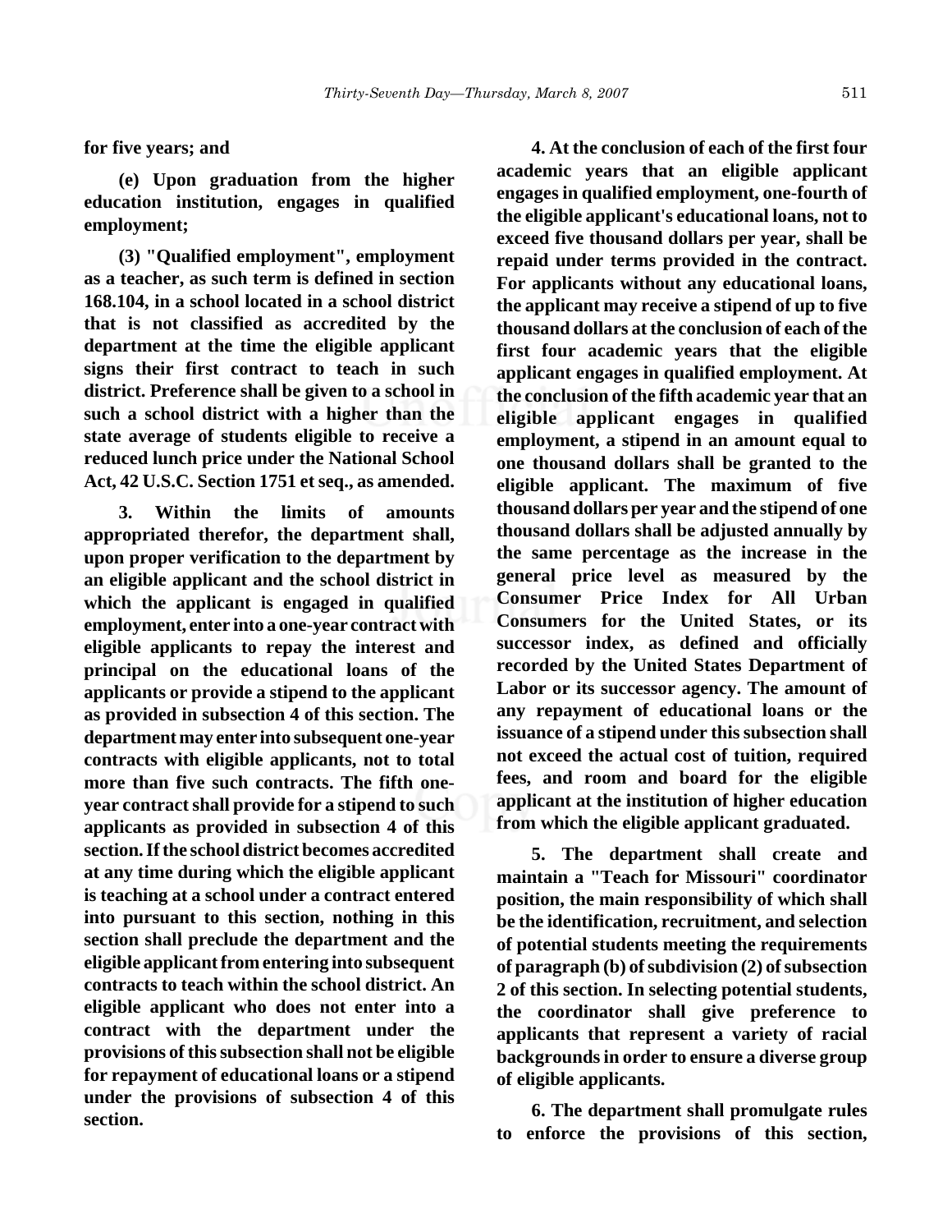**for five years; and**

**(e) Upon graduation from the higher education institution, engages in qualified employment;**

**(3) "Qualified employment", employment as a teacher, as such term is defined in section 168.104, in a school located in a school district that is not classified as accredited by the department at the time the eligible applicant signs their first contract to teach in such district. Preference shall be given to a school in such a school district with a higher than the state average of students eligible to receive a reduced lunch price under the National School Act, 42 U.S.C. Section 1751 et seq., as amended.**

**3. Within the limits of amounts appropriated therefor, the department shall, upon proper verification to the department by an eligible applicant and the school district in which the applicant is engaged in qualified employment, enter into a one-year contract with eligible applicants to repay the interest and principal on the educational loans of the applicants or provide a stipend to the applicant as provided in subsection 4 of this section. The department may enter into subsequent one-year contracts with eligible applicants, not to total more than five such contracts. The fifth one-year contract shall provide for a stipend to such applicants as provided in subsection 4 of this section. If the school district becomes accredited at any time during which the eligible applicant is teaching at a school under a contract entered into pursuant to this section, nothing in this section shall preclude the department and the eligible applicant from entering into subsequent contracts to teach within the school district. An eligible applicant who does not enter into a contract with the department under the provisions of this subsection shall not be eligible for repayment of educational loans or a stipend under the provisions of subsection 4 of this section.**

**4. At the conclusion of each of the first four academic years that an eligible applicant engages in qualified employment, one-fourth of the eligible applicant's educational loans, not to exceed five thousand dollars per year, shall be repaid under terms provided in the contract. For applicants without any educational loans, the applicant may receive a stipend of up to five thousand dollars at the conclusion of each of the first four academic years that the eligible applicant engages in qualified employment. At the conclusion of the fifth academic year that an eligible applicant engages in qualified employment, a stipend in an amount equal to one thousand dollars shall be granted to the eligible applicant. The maximum of five thousand dollars per year and the stipend of one thousand dollars shall be adjusted annually by the same percentage as the increase in the general price level as measured by the Consumer Price Index for All Urban Consumers for the United States, or its successor index, as defined and officially recorded by the United States Department of Labor or its successor agency. The amount of any repayment of educational loans or the issuance of a stipend under this subsection shall not exceed the actual cost of tuition, required fees, and room and board for the eligible applicant at the institution of higher education from which the eligible applicant graduated.**

**5. The department shall create and maintain a "Teach for Missouri" coordinator position, the main responsibility of which shall be the identification, recruitment, and selection of potential students meeting the requirements of paragraph (b) of subdivision (2) of subsection 2 of this section. In selecting potential students, the coordinator shall give preference to applicants that represent a variety of racial backgrounds in order to ensure a diverse group of eligible applicants.**

**6. The department shall promulgate rules to enforce the provisions of this section,**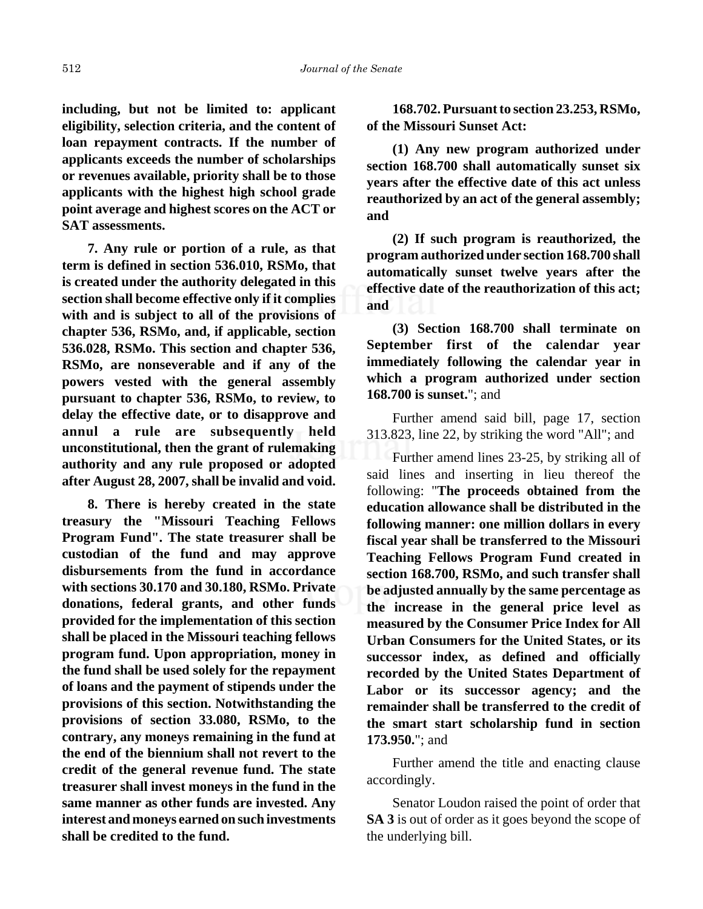**including, but not be limited to: applicant eligibility, selection criteria, and the content of loan repayment contracts. If the number of applicants exceeds the number of scholarships or revenues available, priority shall be to those applicants with the highest high school grade point average and highest scores on the ACT or SAT assessments.**

**7. Any rule or portion of a rule, as that term is defined in section 536.010, RSMo, that is created under the authority delegated in this section shall become effective only if it complies with and is subject to all of the provisions of chapter 536, RSMo, and, if applicable, section 536.028, RSMo. This section and chapter 536, RSMo, are nonseverable and if any of the powers vested with the general assembly pursuant to chapter 536, RSMo, to review, to delay the effective date, or to disapprove and annul a rule are subsequently held unconstitutional, then the grant of rulemaking authority and any rule proposed or adopted after August 28, 2007, shall be invalid and void.**

**8. There is hereby created in the state treasury the "Missouri Teaching Fellows Program Fund". The state treasurer shall be custodian of the fund and may approve disbursements from the fund in accordance with sections 30.170 and 30.180, RSMo. Private donations, federal grants, and other funds provided for the implementation of this section shall be placed in the Missouri teaching fellows program fund. Upon appropriation, money in the fund shall be used solely for the repayment of loans and the payment of stipends under the provisions of this section. Notwithstanding the provisions of section 33.080, RSMo, to the contrary, any moneys remaining in the fund at the end of the biennium shall not revert to the credit of the general revenue fund. The state treasurer shall invest moneys in the fund in the same manner as other funds are invested. Any interest and moneys earned on such investments shall be credited to the fund.**

**168.702. Pursuant to section 23.253, RSMo, of the Missouri Sunset Act:**

**(1) Any new program authorized under section 168.700 shall automatically sunset six years after the effective date of this act unless reauthorized by an act of the general assembly; and**

**(2) If such program is reauthorized, the program authorized under section 168.700 shall automatically sunset twelve years after the effective date of the reauthorization of this act; and**

**(3) Section 168.700 shall terminate on September first of the calendar year immediately following the calendar year in which a program authorized under section 168.700 is sunset.**"; and

Further amend said bill, page 17, section 313.823, line 22, by striking the word "All"; and

Further amend lines 23-25, by striking all of said lines and inserting in lieu thereof the following: "**The proceeds obtained from the education allowance shall be distributed in the following manner: one million dollars in every fiscal year shall be transferred to the Missouri Teaching Fellows Program Fund created in section 168.700, RSMo, and such transfer shall be adjusted annually by the same percentage as the increase in the general price level as measured by the Consumer Price Index for All Urban Consumers for the United States, or its successor index, as defined and officially recorded by the United States Department of Labor or its successor agency; and the remainder shall be transferred to the credit of the smart start scholarship fund in section 173.950.**"; and

Further amend the title and enacting clause accordingly.

Senator Loudon raised the point of order that **SA 3** is out of order as it goes beyond the scope of the underlying bill.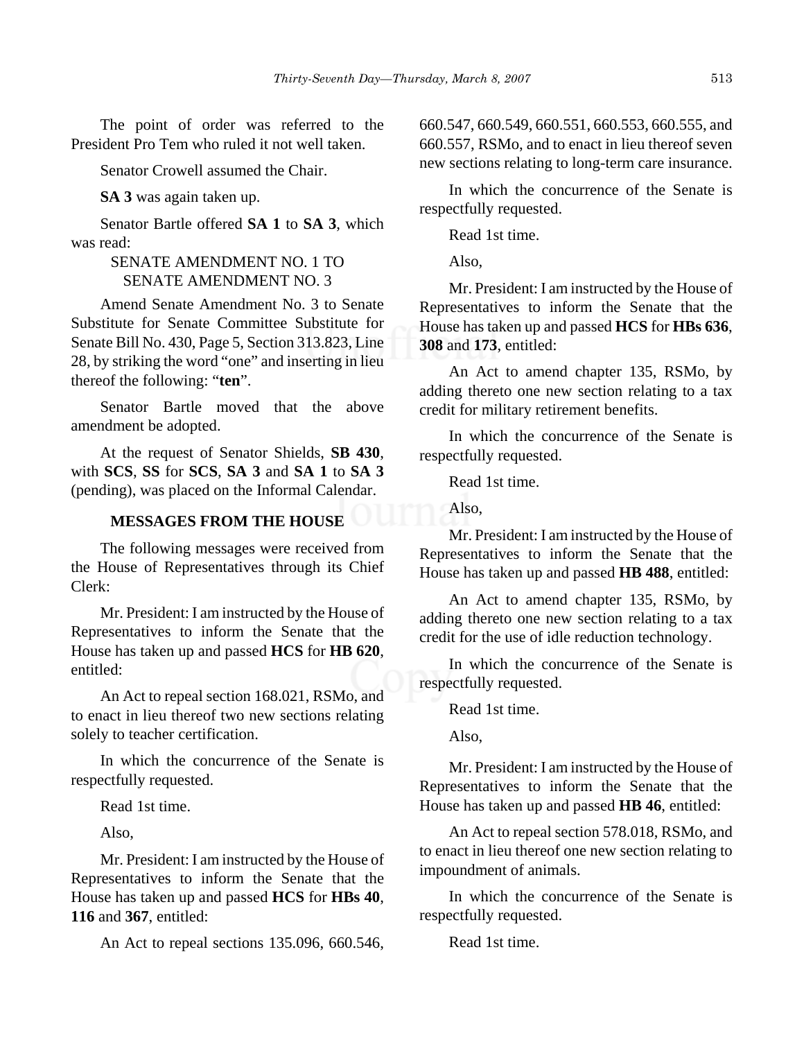The point of order was referred to the President Pro Tem who ruled it not well taken.

Senator Crowell assumed the Chair.

**SA 3** was again taken up.

Senator Bartle offered **SA 1** to **SA 3**, which was read:

SENATE AMENDMENT NO. 1 TO
SENATE AMENDMENT NO. 3

Amend Senate Amendment No. 3 to Senate Substitute for Senate Committee Substitute for Senate Bill No. 430, Page 5, Section 313.823, Line 28, by striking the word "one" and inserting in lieu thereof the following: "**ten**".

Senator Bartle moved that the above amendment be adopted.

At the request of Senator Shields, **SB 430**, with **SCS**, **SS** for **SCS**, **SA 3** and **SA 1** to **SA 3** (pending), was placed on the Informal Calendar.

**MESSAGES FROM THE HOUSE**

The following messages were received from the House of Representatives through its Chief Clerk:

Mr. President: I am instructed by the House of Representatives to inform the Senate that the House has taken up and passed **HCS** for **HB 620**, entitled:

An Act to repeal section 168.021, RSMo, and to enact in lieu thereof two new sections relating solely to teacher certification.

In which the concurrence of the Senate is respectfully requested.

Read 1st time.

Also,

Mr. President: I am instructed by the House of Representatives to inform the Senate that the House has taken up and passed **HCS** for **HBs 40**, **116** and **367**, entitled:

An Act to repeal sections 135.096, 660.546, 660.547, 660.549, 660.551, 660.553, 660.555, and 660.557, RSMo, and to enact in lieu thereof seven new sections relating to long-term care insurance.

In which the concurrence of the Senate is respectfully requested.

Read 1st time.

Also,

Mr. President: I am instructed by the House of Representatives to inform the Senate that the House has taken up and passed **HCS** for **HBs 636**, **308** and **173**, entitled:

An Act to amend chapter 135, RSMo, by adding thereto one new section relating to a tax credit for military retirement benefits.

In which the concurrence of the Senate is respectfully requested.

Read 1st time.

Also,

Mr. President: I am instructed by the House of Representatives to inform the Senate that the House has taken up and passed **HB 488**, entitled:

An Act to amend chapter 135, RSMo, by adding thereto one new section relating to a tax credit for the use of idle reduction technology.

In which the concurrence of the Senate is respectfully requested.

Read 1st time.

Also,

Mr. President: I am instructed by the House of Representatives to inform the Senate that the House has taken up and passed **HB 46**, entitled:

An Act to repeal section 578.018, RSMo, and to enact in lieu thereof one new section relating to impoundment of animals.

In which the concurrence of the Senate is respectfully requested.

Read 1st time.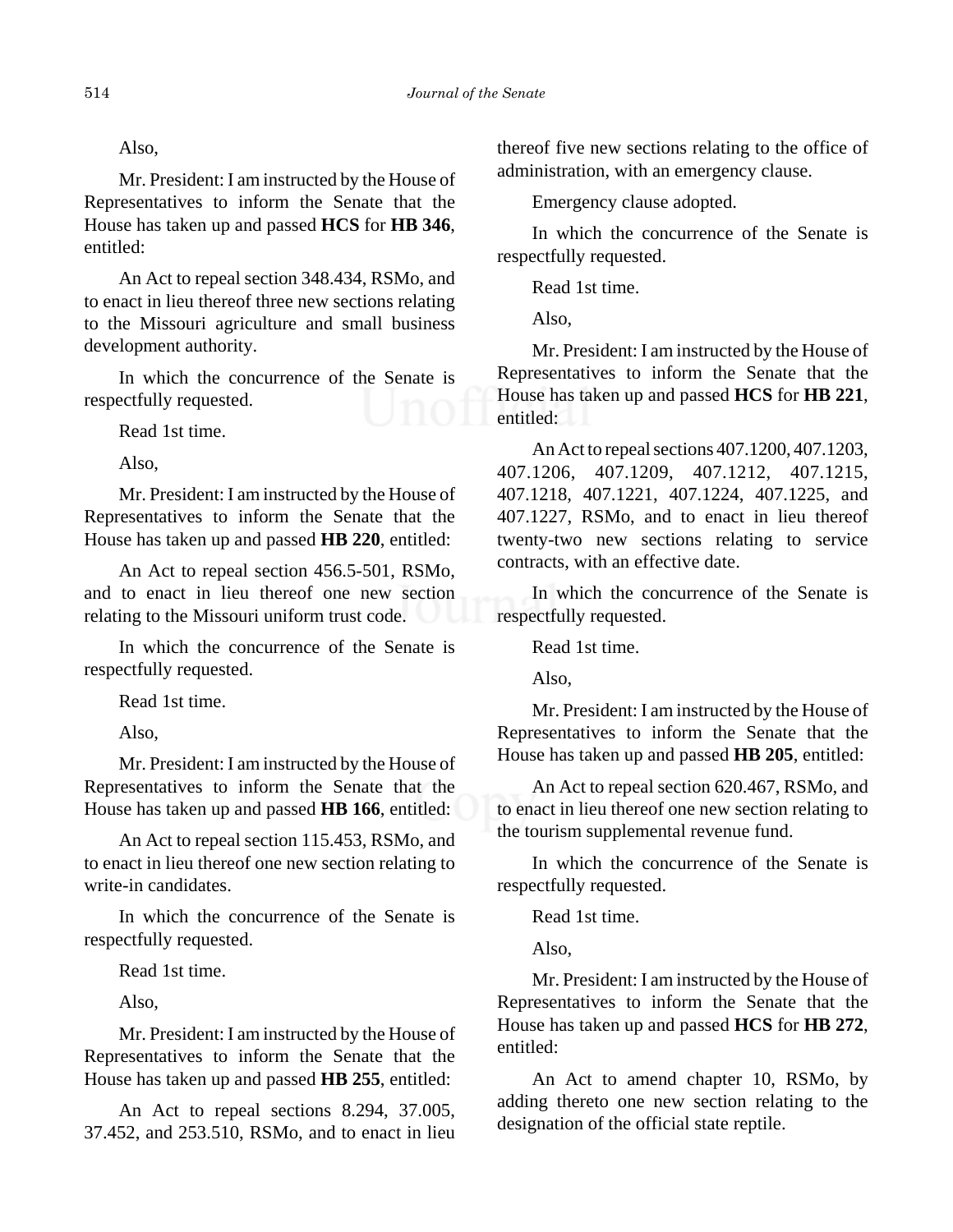Also,

Mr. President: I am instructed by the House of Representatives to inform the Senate that the House has taken up and passed **HCS** for **HB 346**, entitled:

An Act to repeal section 348.434, RSMo, and to enact in lieu thereof three new sections relating to the Missouri agriculture and small business development authority.

In which the concurrence of the Senate is respectfully requested.

Read 1st time.

Also,

Mr. President: I am instructed by the House of Representatives to inform the Senate that the House has taken up and passed **HB 220**, entitled:

An Act to repeal section 456.5-501, RSMo, and to enact in lieu thereof one new section relating to the Missouri uniform trust code.

In which the concurrence of the Senate is respectfully requested.

Read 1st time.

Also,

Mr. President: I am instructed by the House of Representatives to inform the Senate that the House has taken up and passed **HB 166**, entitled:

An Act to repeal section 115.453, RSMo, and to enact in lieu thereof one new section relating to write-in candidates.

In which the concurrence of the Senate is respectfully requested.

Read 1st time.

Also,

Mr. President: I am instructed by the House of Representatives to inform the Senate that the House has taken up and passed **HB 255**, entitled:

An Act to repeal sections 8.294, 37.005, 37.452, and 253.510, RSMo, and to enact in lieu thereof five new sections relating to the office of administration, with an emergency clause.

Emergency clause adopted.

In which the concurrence of the Senate is respectfully requested.

Read 1st time.

Also,

Mr. President: I am instructed by the House of Representatives to inform the Senate that the House has taken up and passed **HCS** for **HB 221**, entitled:

An Act to repeal sections 407.1200, 407.1203, 407.1206, 407.1209, 407.1212, 407.1215, 407.1218, 407.1221, 407.1224, 407.1225, and 407.1227, RSMo, and to enact in lieu thereof twenty-two new sections relating to service contracts, with an effective date.

In which the concurrence of the Senate is respectfully requested.

Read 1st time.

Also,

Mr. President: I am instructed by the House of Representatives to inform the Senate that the House has taken up and passed **HB 205**, entitled:

An Act to repeal section 620.467, RSMo, and to enact in lieu thereof one new section relating to the tourism supplemental revenue fund.

In which the concurrence of the Senate is respectfully requested.

Read 1st time.

Also,

Mr. President: I am instructed by the House of Representatives to inform the Senate that the House has taken up and passed **HCS** for **HB 272**, entitled:

An Act to amend chapter 10, RSMo, by adding thereto one new section relating to the designation of the official state reptile.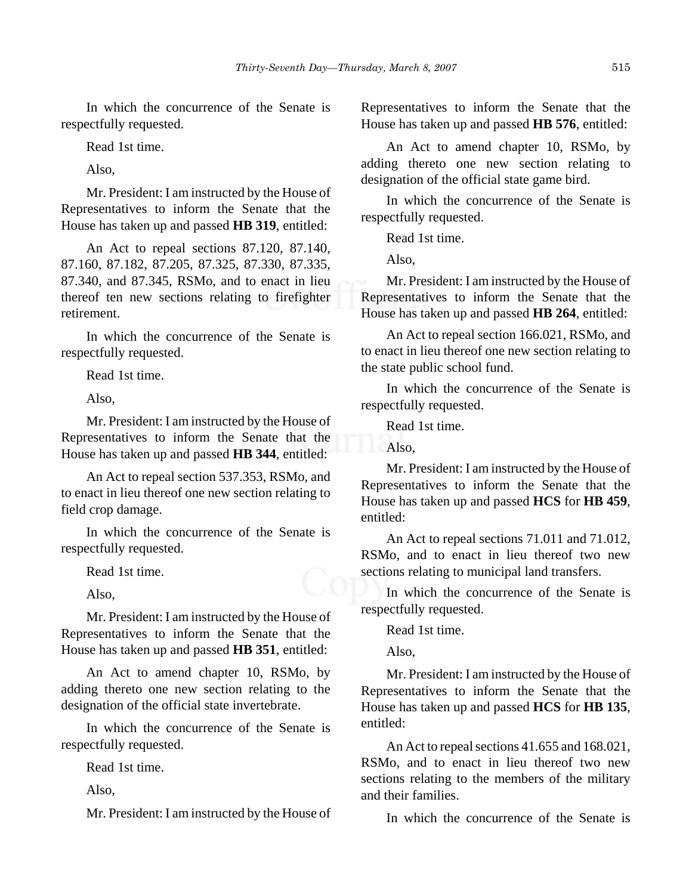In which the concurrence of the Senate is respectfully requested.

Read 1st time.

Also,

Mr. President: I am instructed by the House of Representatives to inform the Senate that the House has taken up and passed **HB 319**, entitled:

An Act to repeal sections 87.120, 87.140, 87.160, 87.182, 87.205, 87.325, 87.330, 87.335, 87.340, and 87.345, RSMo, and to enact in lieu thereof ten new sections relating to firefighter retirement.

In which the concurrence of the Senate is respectfully requested.

Read 1st time.

Also,

Mr. President: I am instructed by the House of Representatives to inform the Senate that the House has taken up and passed **HB 344**, entitled:

An Act to repeal section 537.353, RSMo, and to enact in lieu thereof one new section relating to field crop damage.

In which the concurrence of the Senate is respectfully requested.

Read 1st time.

Also,

Mr. President: I am instructed by the House of Representatives to inform the Senate that the House has taken up and passed **HB 351**, entitled:

An Act to amend chapter 10, RSMo, by adding thereto one new section relating to the designation of the official state invertebrate.

In which the concurrence of the Senate is respectfully requested.

Read 1st time.

Also,

Mr. President: I am instructed by the House of Representatives to inform the Senate that the House has taken up and passed **HB 576**, entitled:

An Act to amend chapter 10, RSMo, by adding thereto one new section relating to designation of the official state game bird.

In which the concurrence of the Senate is respectfully requested.

Read 1st time.

Also,

Mr. President: I am instructed by the House of Representatives to inform the Senate that the House has taken up and passed **HB 264**, entitled:

An Act to repeal section 166.021, RSMo, and to enact in lieu thereof one new section relating to the state public school fund.

In which the concurrence of the Senate is respectfully requested.

Read 1st time.

Also,

Mr. President: I am instructed by the House of Representatives to inform the Senate that the House has taken up and passed **HCS** for **HB 459**, entitled:

An Act to repeal sections 71.011 and 71.012, RSMo, and to enact in lieu thereof two new sections relating to municipal land transfers.

In which the concurrence of the Senate is respectfully requested.

Read 1st time.

Also,

Mr. President: I am instructed by the House of Representatives to inform the Senate that the House has taken up and passed **HCS** for **HB 135**, entitled:

An Act to repeal sections 41.655 and 168.021, RSMo, and to enact in lieu thereof two new sections relating to the members of the military and their families.

In which the concurrence of the Senate is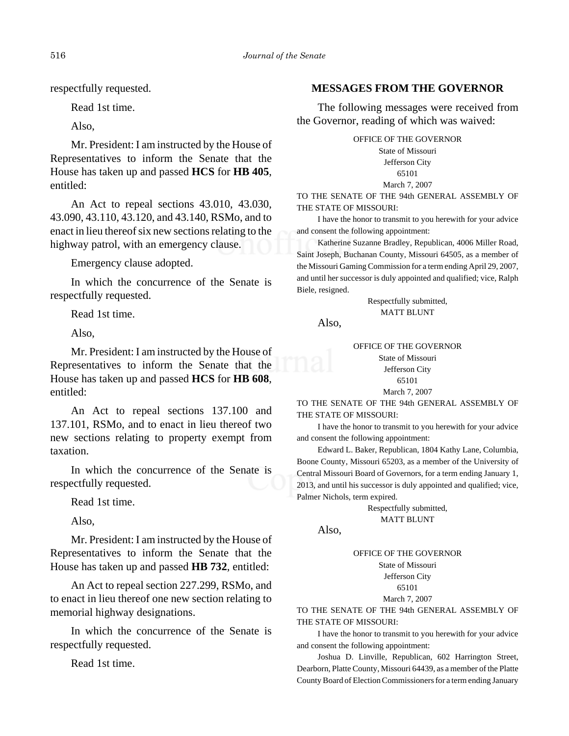respectfully requested.

Read 1st time.

Also,

Mr. President: I am instructed by the House of Representatives to inform the Senate that the House has taken up and passed **HCS** for **HB 405**, entitled:

An Act to repeal sections 43.010, 43.030, 43.090, 43.110, 43.120, and 43.140, RSMo, and to enact in lieu thereof six new sections relating to the highway patrol, with an emergency clause.

Emergency clause adopted.

In which the concurrence of the Senate is respectfully requested.

Read 1st time.

Also,

Mr. President: I am instructed by the House of Representatives to inform the Senate that the House has taken up and passed **HCS** for **HB 608**, entitled:

An Act to repeal sections 137.100 and 137.101, RSMo, and to enact in lieu thereof two new sections relating to property exempt from taxation.

In which the concurrence of the Senate is respectfully requested.

Read 1st time.

Also,

Mr. President: I am instructed by the House of Representatives to inform the Senate that the House has taken up and passed **HB 732**, entitled:

An Act to repeal section 227.299, RSMo, and to enact in lieu thereof one new section relating to memorial highway designations.

In which the concurrence of the Senate is respectfully requested.

Read 1st time.

## MESSAGES FROM THE GOVERNOR

The following messages were received from the Governor, reading of which was waived:

OFFICE OF THE GOVERNOR
State of Missouri
Jefferson City
65101
March 7, 2007

TO THE SENATE OF THE 94th GENERAL ASSEMBLY OF THE STATE OF MISSOURI:

I have the honor to transmit to you herewith for your advice and consent the following appointment:

Katherine Suzanne Bradley, Republican, 4006 Miller Road, Saint Joseph, Buchanan County, Missouri 64505, as a member of the Missouri Gaming Commission for a term ending April 29, 2007, and until her successor is duly appointed and qualified; vice, Ralph Biele, resigned.

Respectfully submitted,
MATT BLUNT

Also,

OFFICE OF THE GOVERNOR
State of Missouri
Jefferson City
65101
March 7, 2007

TO THE SENATE OF THE 94th GENERAL ASSEMBLY OF THE STATE OF MISSOURI:

I have the honor to transmit to you herewith for your advice and consent the following appointment:

Edward L. Baker, Republican, 1804 Kathy Lane, Columbia, Boone County, Missouri 65203, as a member of the University of Central Missouri Board of Governors, for a term ending January 1, 2013, and until his successor is duly appointed and qualified; vice, Palmer Nichols, term expired.

Respectfully submitted,
MATT BLUNT

Also,

OFFICE OF THE GOVERNOR
State of Missouri
Jefferson City
65101
March 7, 2007

TO THE SENATE OF THE 94th GENERAL ASSEMBLY OF THE STATE OF MISSOURI:

I have the honor to transmit to you herewith for your advice and consent the following appointment:

Joshua D. Linville, Republican, 602 Harrington Street, Dearborn, Platte County, Missouri 64439, as a member of the Platte County Board of Election Commissioners for a term ending January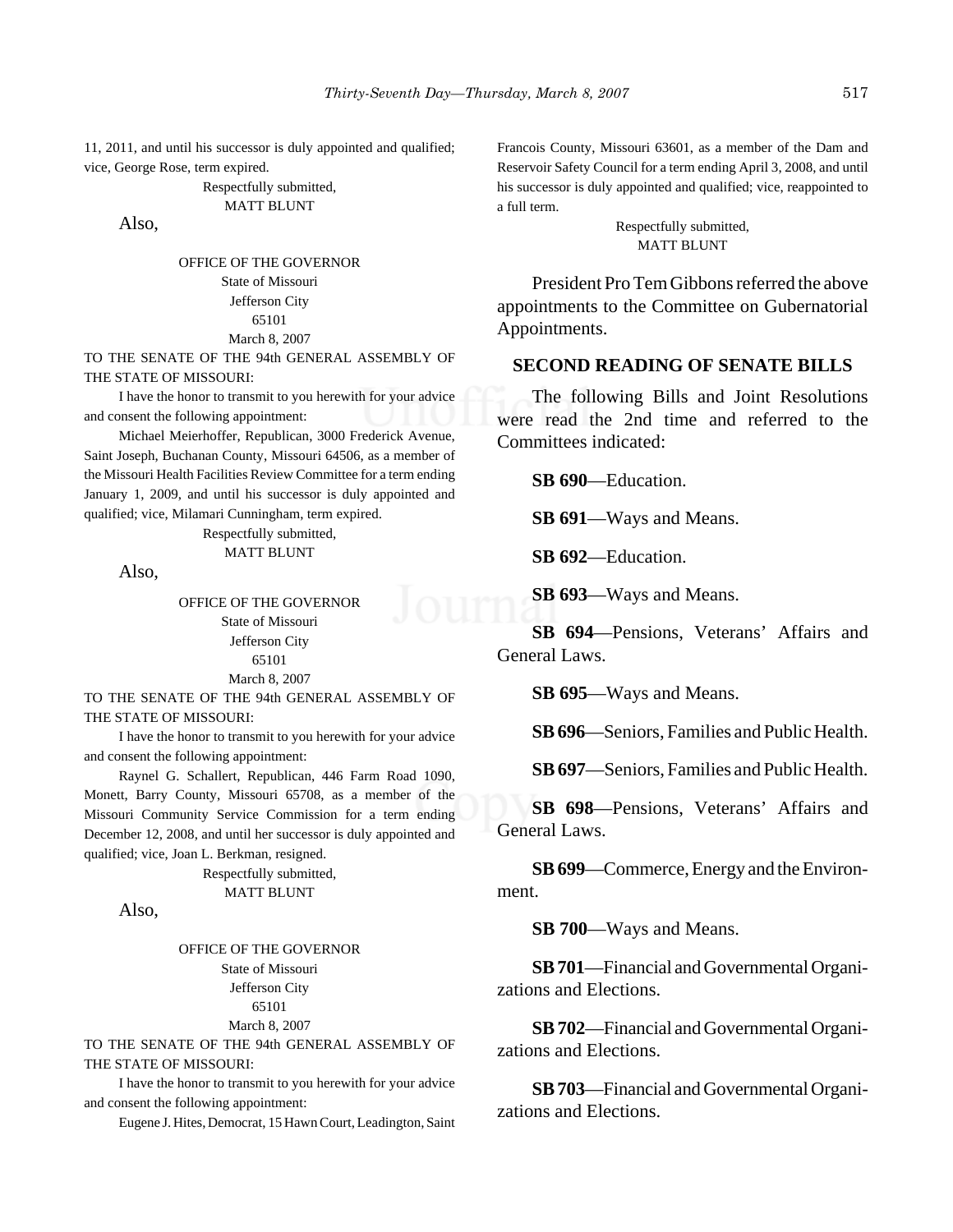11, 2011, and until his successor is duly appointed and qualified; vice, George Rose, term expired.

Respectfully submitted,
MATT BLUNT

Also,

OFFICE OF THE GOVERNOR
State of Missouri
Jefferson City
65101
March 8, 2007

TO THE SENATE OF THE 94th GENERAL ASSEMBLY OF THE STATE OF MISSOURI:

I have the honor to transmit to you herewith for your advice and consent the following appointment:

Michael Meierhoffer, Republican, 3000 Frederick Avenue, Saint Joseph, Buchanan County, Missouri 64506, as a member of the Missouri Health Facilities Review Committee for a term ending January 1, 2009, and until his successor is duly appointed and qualified; vice, Milamari Cunningham, term expired.

Respectfully submitted,
MATT BLUNT

Also,

OFFICE OF THE GOVERNOR
State of Missouri
Jefferson City
65101
March 8, 2007

TO THE SENATE OF THE 94th GENERAL ASSEMBLY OF THE STATE OF MISSOURI:

I have the honor to transmit to you herewith for your advice and consent the following appointment:

Raynel G. Schallert, Republican, 446 Farm Road 1090, Monett, Barry County, Missouri 65708, as a member of the Missouri Community Service Commission for a term ending December 12, 2008, and until her successor is duly appointed and qualified; vice, Joan L. Berkman, resigned.

Respectfully submitted,
MATT BLUNT

Also,

OFFICE OF THE GOVERNOR
State of Missouri
Jefferson City
65101
March 8, 2007

TO THE SENATE OF THE 94th GENERAL ASSEMBLY OF THE STATE OF MISSOURI:

I have the honor to transmit to you herewith for your advice and consent the following appointment:

Eugene J. Hites, Democrat, 15 Hawn Court, Leadington, Saint Francois County, Missouri 63601, as a member of the Dam and Reservoir Safety Council for a term ending April 3, 2008, and until his successor is duly appointed and qualified; vice, reappointed to a full term.

Respectfully submitted,
MATT BLUNT

President Pro Tem Gibbons referred the above appointments to the Committee on Gubernatorial Appointments.

## SECOND READING OF SENATE BILLS

The following Bills and Joint Resolutions were read the 2nd time and referred to the Committees indicated:

**SB 690**—Education.

**SB 691**—Ways and Means.

**SB 692**—Education.

**SB 693**—Ways and Means.

**SB 694**—Pensions, Veterans' Affairs and General Laws.

**SB 695**—Ways and Means.

**SB 696**—Seniors, Families and Public Health.

**SB 697**—Seniors, Families and Public Health.

**SB 698**—Pensions, Veterans' Affairs and General Laws.

**SB 699**—Commerce, Energy and the Environment.

**SB 700**—Ways and Means.

**SB 701**—Financial and Governmental Organizations and Elections.

**SB 702**—Financial and Governmental Organizations and Elections.

**SB 703**—Financial and Governmental Organizations and Elections.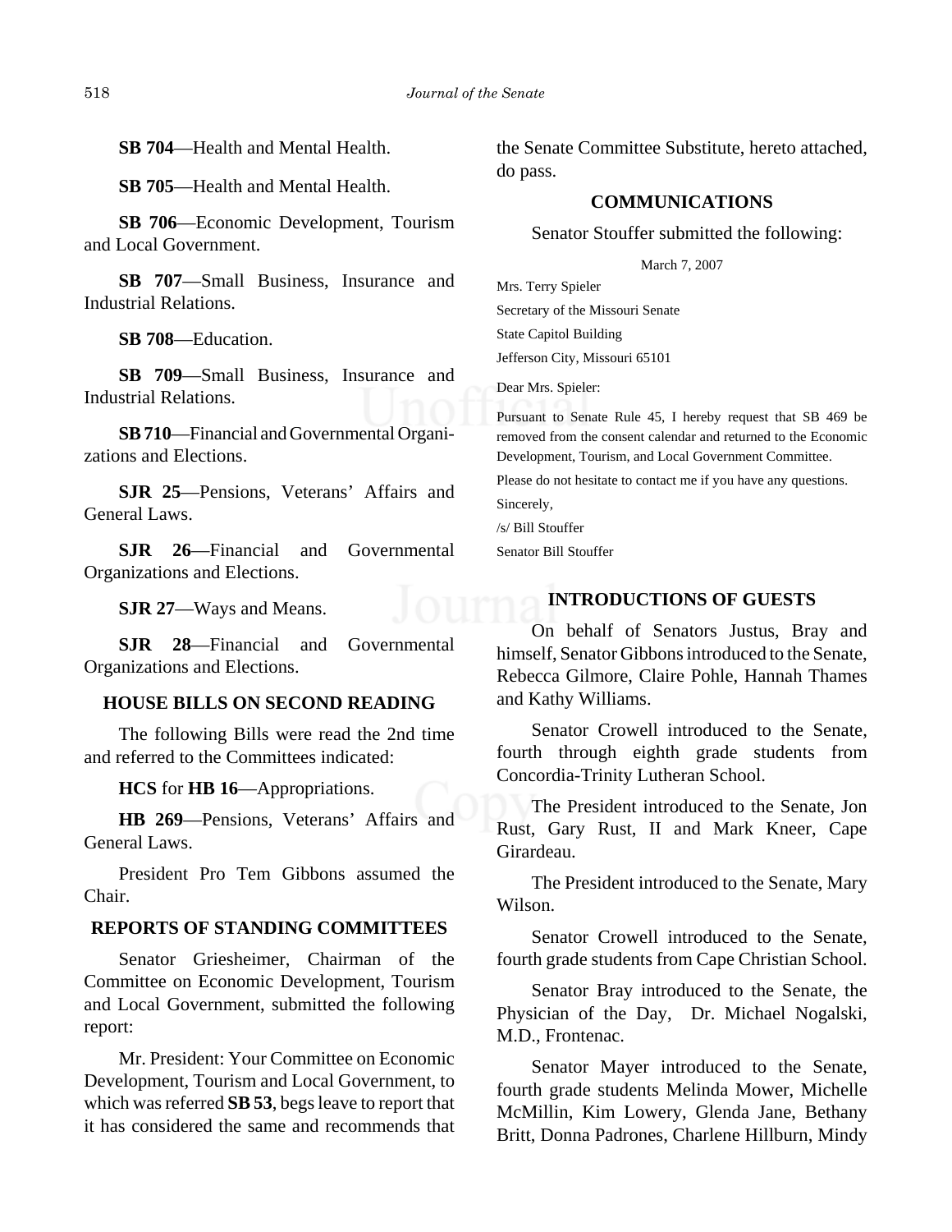**SB 704**—Health and Mental Health.

**SB 705**—Health and Mental Health.

**SB 706**—Economic Development, Tourism and Local Government.

**SB 707**—Small Business, Insurance and Industrial Relations.

**SB 708**—Education.

**SB 709**—Small Business, Insurance and Industrial Relations.

**SB 710**—Financial and Governmental Organizations and Elections.

**SJR 25**—Pensions, Veterans' Affairs and General Laws.

**SJR 26**—Financial and Governmental Organizations and Elections.

**SJR 27**—Ways and Means.

**SJR 28**—Financial and Governmental Organizations and Elections.

## HOUSE BILLS ON SECOND READING

The following Bills were read the 2nd time and referred to the Committees indicated:

**HCS** for **HB 16**—Appropriations.

**HB 269**—Pensions, Veterans' Affairs and General Laws.

President Pro Tem Gibbons assumed the Chair.

## REPORTS OF STANDING COMMITTEES

Senator Griesheimer, Chairman of the Committee on Economic Development, Tourism and Local Government, submitted the following report:

Mr. President: Your Committee on Economic Development, Tourism and Local Government, to which was referred **SB 53**, begs leave to report that it has considered the same and recommends that the Senate Committee Substitute, hereto attached, do pass.

## COMMUNICATIONS

Senator Stouffer submitted the following:

March 7, 2007

Mrs. Terry Spieler

Secretary of the Missouri Senate

State Capitol Building

Jefferson City, Missouri 65101

Dear Mrs. Spieler:

Pursuant to Senate Rule 45, I hereby request that SB 469 be removed from the consent calendar and returned to the Economic Development, Tourism, and Local Government Committee.

Please do not hesitate to contact me if you have any questions.

Sincerely,

/s/ Bill Stouffer

Senator Bill Stouffer

## INTRODUCTIONS OF GUESTS

On behalf of Senators Justus, Bray and himself, Senator Gibbons introduced to the Senate, Rebecca Gilmore, Claire Pohle, Hannah Thames and Kathy Williams.

Senator Crowell introduced to the Senate, fourth through eighth grade students from Concordia-Trinity Lutheran School.

The President introduced to the Senate, Jon Rust, Gary Rust, II and Mark Kneer, Cape Girardeau.

The President introduced to the Senate, Mary Wilson.

Senator Crowell introduced to the Senate, fourth grade students from Cape Christian School.

Senator Bray introduced to the Senate, the Physician of the Day, Dr. Michael Nogalski, M.D., Frontenac.

Senator Mayer introduced to the Senate, fourth grade students Melinda Mower, Michelle McMillin, Kim Lowery, Glenda Jane, Bethany Britt, Donna Padrones, Charlene Hillburn, Mindy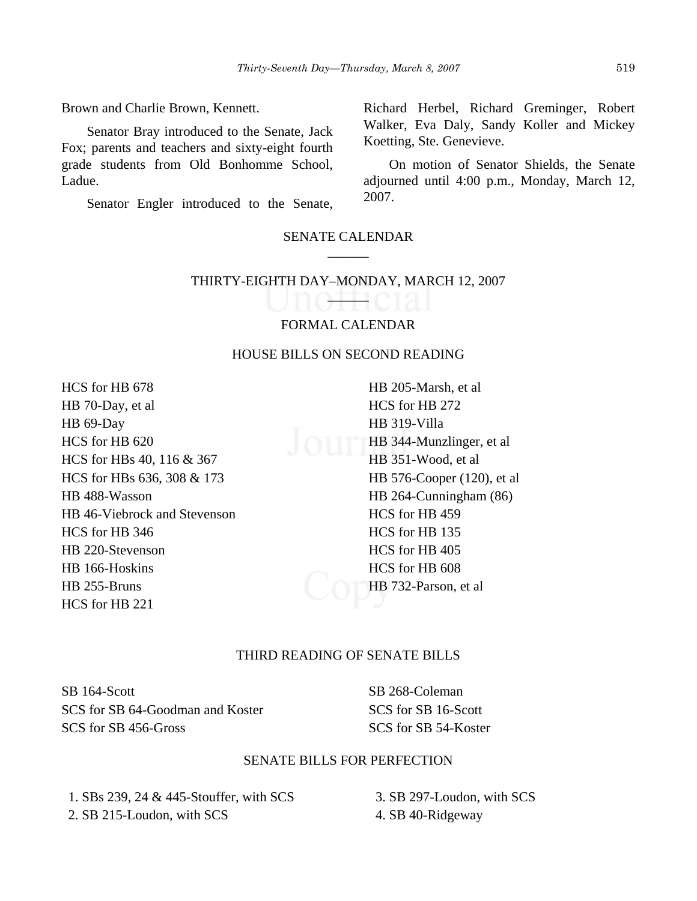Brown and Charlie Brown, Kennett.

Senator Bray introduced to the Senate, Jack Fox; parents and teachers and sixty-eight fourth grade students from Old Bonhomme School, Ladue.

Senator Engler introduced to the Senate, Richard Herbel, Richard Greminger, Robert Walker, Eva Daly, Sandy Koller and Mickey Koetting, Ste. Genevieve.

On motion of Senator Shields, the Senate adjourned until 4:00 p.m., Monday, March 12, 2007.

## SENATE CALENDAR

### THIRTY-EIGHTH DAY–MONDAY, MARCH 12, 2007

### FORMAL CALENDAR

#### HOUSE BILLS ON SECOND READING

HCS for HB 678
HB 70-Day, et al
HB 69-Day
HCS for HB 620
HCS for HBs 40, 116 & 367
HCS for HBs 636, 308 & 173
HB 488-Wasson
HB 46-Viebrock and Stevenson
HCS for HB 346
HB 220-Stevenson
HB 166-Hoskins
HB 255-Bruns
HCS for HB 221
HB 205-Marsh, et al
HCS for HB 272
HB 319-Villa
HB 344-Munzlinger, et al
HB 351-Wood, et al
HB 576-Cooper (120), et al
HB 264-Cunningham (86)
HCS for HB 459
HCS for HB 135
HCS for HB 405
HCS for HB 608
HB 732-Parson, et al

#### THIRD READING OF SENATE BILLS

SB 164-Scott
SCS for SB 64-Goodman and Koster
SCS for SB 456-Gross
SB 268-Coleman
SCS for SB 16-Scott
SCS for SB 54-Koster

#### SENATE BILLS FOR PERFECTION

1. SBs 239, 24 & 445-Stouffer, with SCS
2. SB 215-Loudon, with SCS
3. SB 297-Loudon, with SCS
4. SB 40-Ridgeway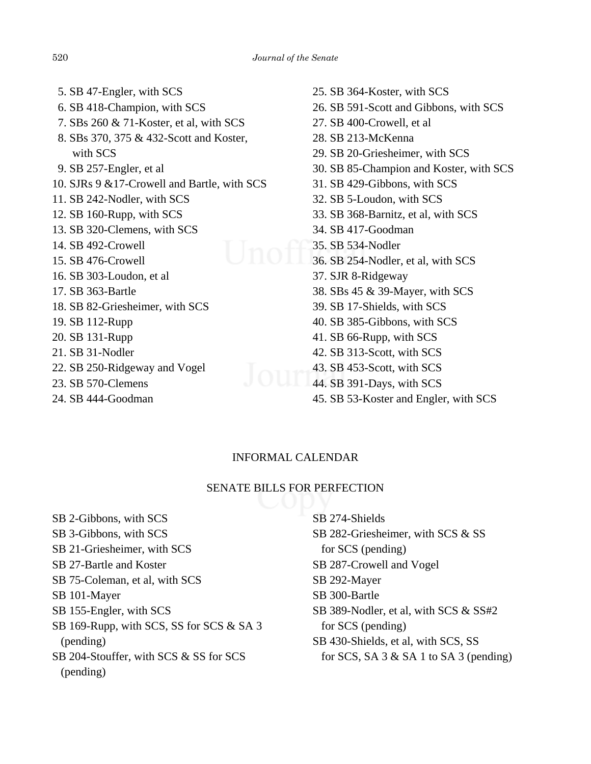5. SB 47-Engler, with SCS
6. SB 418-Champion, with SCS
7. SBs 260 & 71-Koster, et al, with SCS
8. SBs 370, 375 & 432-Scott and Koster, with SCS
9. SB 257-Engler, et al
10. SJRs 9 &17-Crowell and Bartle, with SCS
11. SB 242-Nodler, with SCS
12. SB 160-Rupp, with SCS
13. SB 320-Clemens, with SCS
14. SB 492-Crowell
15. SB 476-Crowell
16. SB 303-Loudon, et al
17. SB 363-Bartle
18. SB 82-Griesheimer, with SCS
19. SB 112-Rupp
20. SB 131-Rupp
21. SB 31-Nodler
22. SB 250-Ridgeway and Vogel
23. SB 570-Clemens
24. SB 444-Goodman
25. SB 364-Koster, with SCS
26. SB 591-Scott and Gibbons, with SCS
27. SB 400-Crowell, et al
28. SB 213-McKenna
29. SB 20-Griesheimer, with SCS
30. SB 85-Champion and Koster, with SCS
31. SB 429-Gibbons, with SCS
32. SB 5-Loudon, with SCS
33. SB 368-Barnitz, et al, with SCS
34. SB 417-Goodman
35. SB 534-Nodler
36. SB 254-Nodler, et al, with SCS
37. SJR 8-Ridgeway
38. SBs 45 & 39-Mayer, with SCS
39. SB 17-Shields, with SCS
40. SB 385-Gibbons, with SCS
41. SB 66-Rupp, with SCS
42. SB 313-Scott, with SCS
43. SB 453-Scott, with SCS
44. SB 391-Days, with SCS
45. SB 53-Koster and Engler, with SCS

## INFORMAL CALENDAR

### SENATE BILLS FOR PERFECTION

SB 2-Gibbons, with SCS
SB 3-Gibbons, with SCS
SB 21-Griesheimer, with SCS
SB 27-Bartle and Koster
SB 75-Coleman, et al, with SCS
SB 101-Mayer
SB 155-Engler, with SCS
SB 169-Rupp, with SCS, SS for SCS & SA 3 (pending)
SB 204-Stouffer, with SCS & SS for SCS (pending)
SB 274-Shields
SB 282-Griesheimer, with SCS & SS for SCS (pending)
SB 287-Crowell and Vogel
SB 292-Mayer
SB 300-Bartle
SB 389-Nodler, et al, with SCS & SS#2 for SCS (pending)
SB 430-Shields, et al, with SCS, SS for SCS, SA 3 & SA 1 to SA 3 (pending)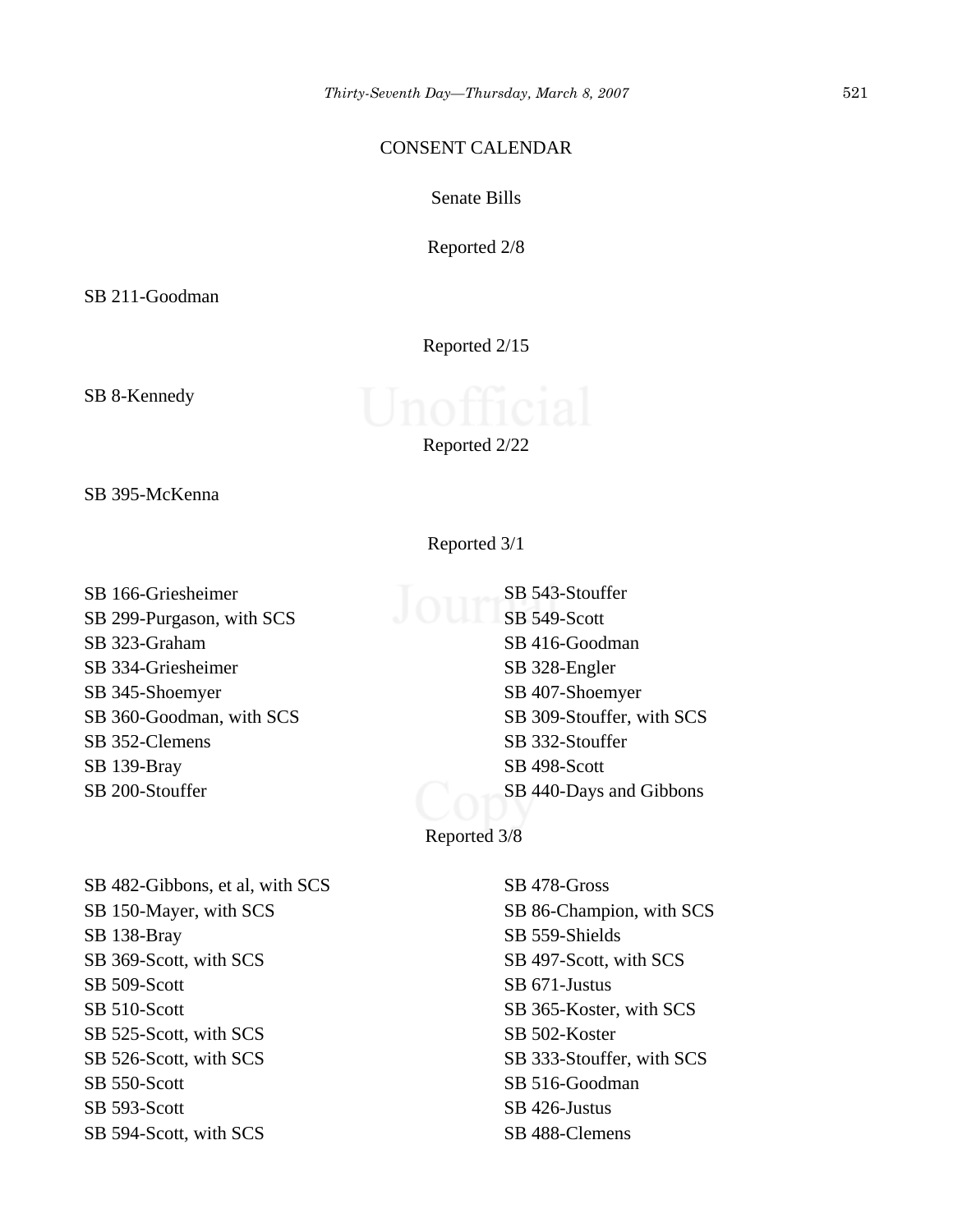## CONSENT CALENDAR

### Senate Bills

Reported 2/8

SB 211-Goodman

Reported 2/15

SB 8-Kennedy

Reported 2/22

SB 395-McKenna

Reported 3/1

SB 166-Griesheimer
SB 299-Purgason, with SCS
SB 323-Graham
SB 334-Griesheimer
SB 345-Shoemyer
SB 360-Goodman, with SCS
SB 352-Clemens
SB 139-Bray
SB 200-Stouffer
SB 543-Stouffer
SB 549-Scott
SB 416-Goodman
SB 328-Engler
SB 407-Shoemyer
SB 309-Stouffer, with SCS
SB 332-Stouffer
SB 498-Scott
SB 440-Days and Gibbons

Reported 3/8

SB 482-Gibbons, et al, with SCS
SB 150-Mayer, with SCS
SB 138-Bray
SB 369-Scott, with SCS
SB 509-Scott
SB 510-Scott
SB 525-Scott, with SCS
SB 526-Scott, with SCS
SB 550-Scott
SB 593-Scott
SB 594-Scott, with SCS
SB 478-Gross
SB 86-Champion, with SCS
SB 559-Shields
SB 497-Scott, with SCS
SB 671-Justus
SB 365-Koster, with SCS
SB 502-Koster
SB 333-Stouffer, with SCS
SB 516-Goodman
SB 426-Justus
SB 488-Clemens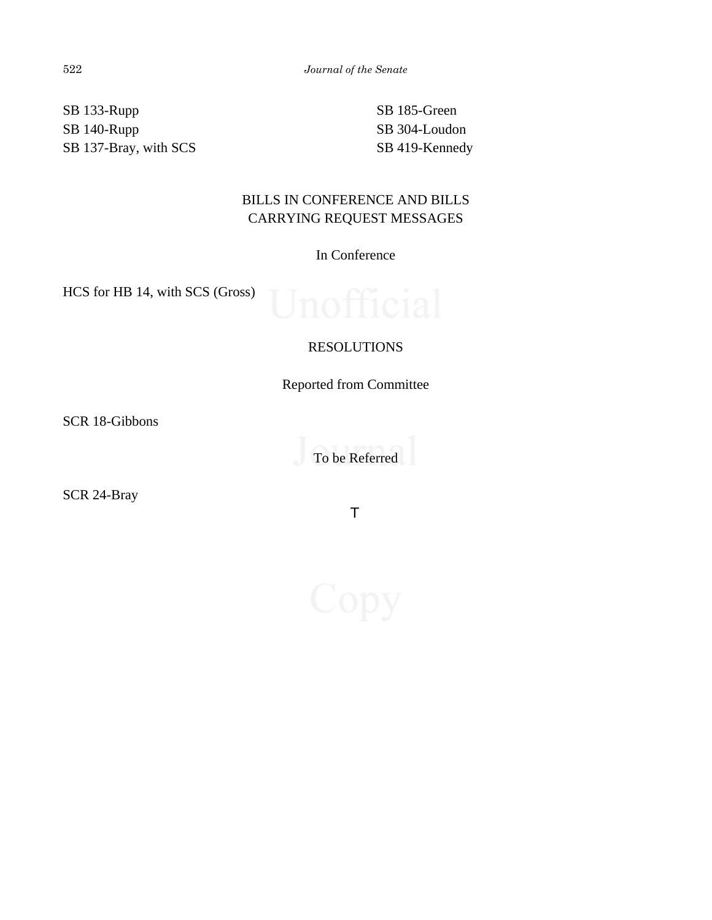SB 133-Rupp
SB 140-Rupp
SB 137-Bray, with SCS
SB 185-Green
SB 304-Loudon
SB 419-Kennedy

## BILLS IN CONFERENCE AND BILLS CARRYING REQUEST MESSAGES

### In Conference

HCS for HB 14, with SCS (Gross)

## RESOLUTIONS

### Reported from Committee

SCR 18-Gibbons

### To be Referred

SCR 24-Bray

T